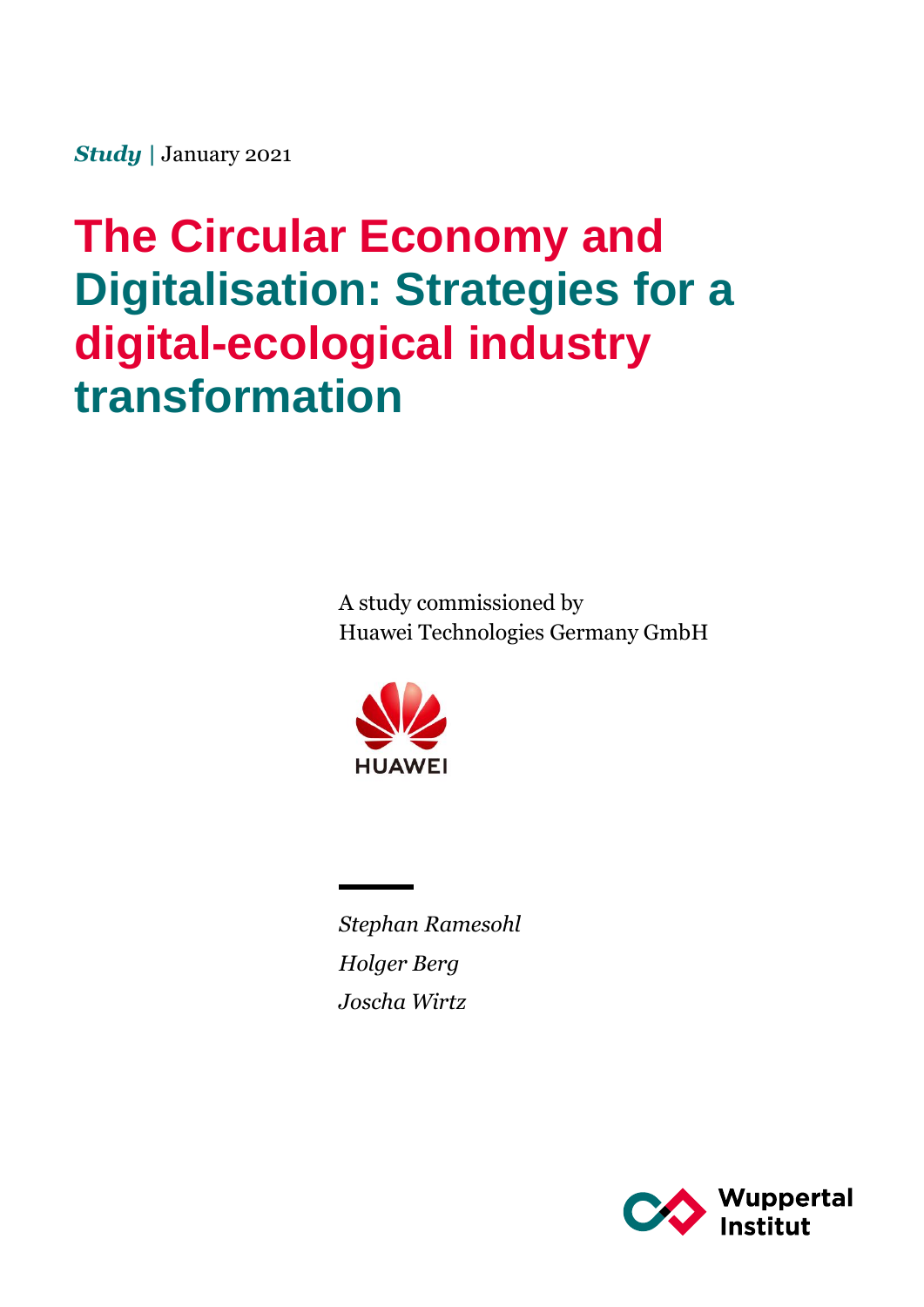***Study*** | January 2021

# The Circular Economy and Digitalisation: Strategies for a digital-ecological industry transformation

A study commissioned by
Huawei Technologies Germany GmbH

HUAWEI

*Stephan Ramesohl*
*Holger Berg*
*Joscha Wirtz*

Wuppertal Institut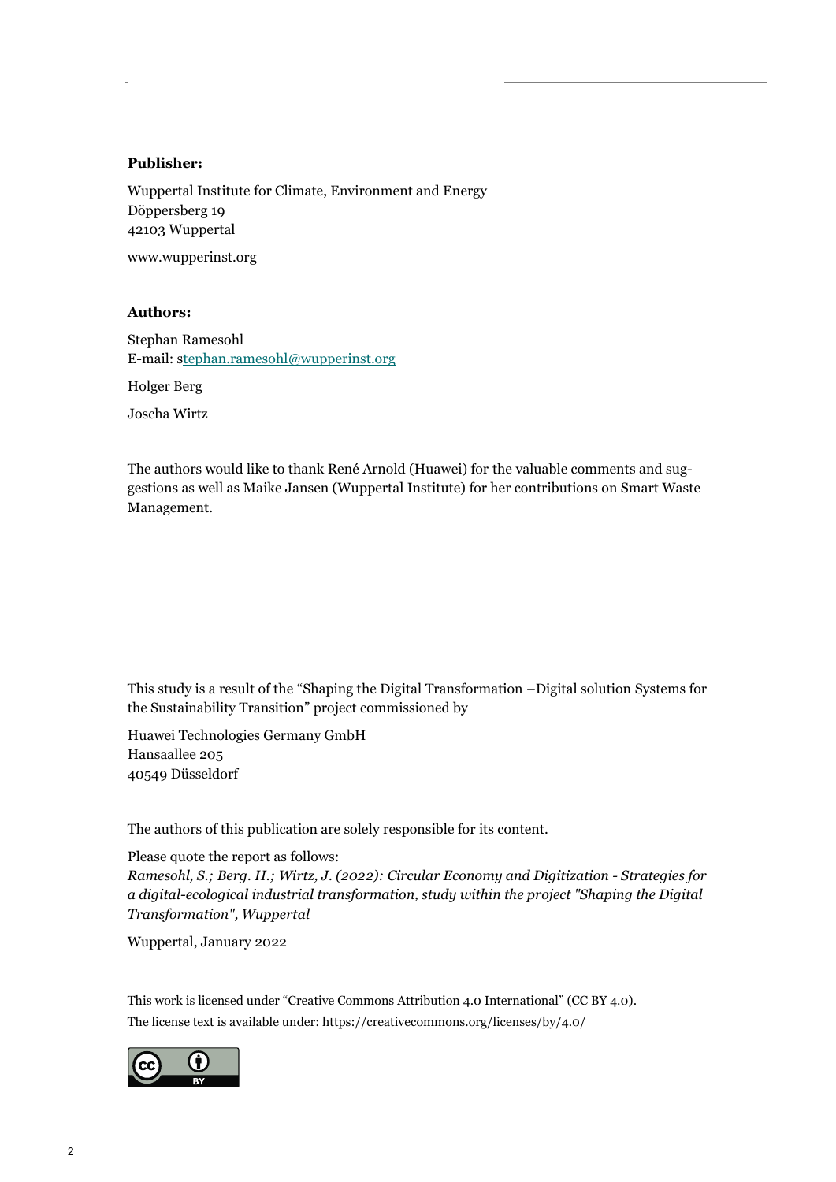**Publisher:**

Wuppertal Institute for Climate, Environment and Energy
Döppersberg 19
42103 Wuppertal

www.wupperinst.org

**Authors:**

Stephan Ramesohl
E-mail: stephan.ramesohl@wupperinst.org

Holger Berg

Joscha Wirtz

The authors would like to thank René Arnold (Huawei) for the valuable comments and suggestions as well as Maike Jansen (Wuppertal Institute) for her contributions on Smart Waste Management.

This study is a result of the "Shaping the Digital Transformation –Digital solution Systems for the Sustainability Transition" project commissioned by

Huawei Technologies Germany GmbH
Hansaallee 205
40549 Düsseldorf

The authors of this publication are solely responsible for its content.

Please quote the report as follows:
*Ramesohl, S.; Berg. H.; Wirtz, J. (2022): Circular Economy and Digitization - Strategies for a digital-ecological industrial transformation, study within the project "Shaping the Digital Transformation", Wuppertal*

Wuppertal, January 2022

This work is licensed under "Creative Commons Attribution 4.0 International" (CC BY 4.0).
The license text is available under: https://creativecommons.org/licenses/by/4.0/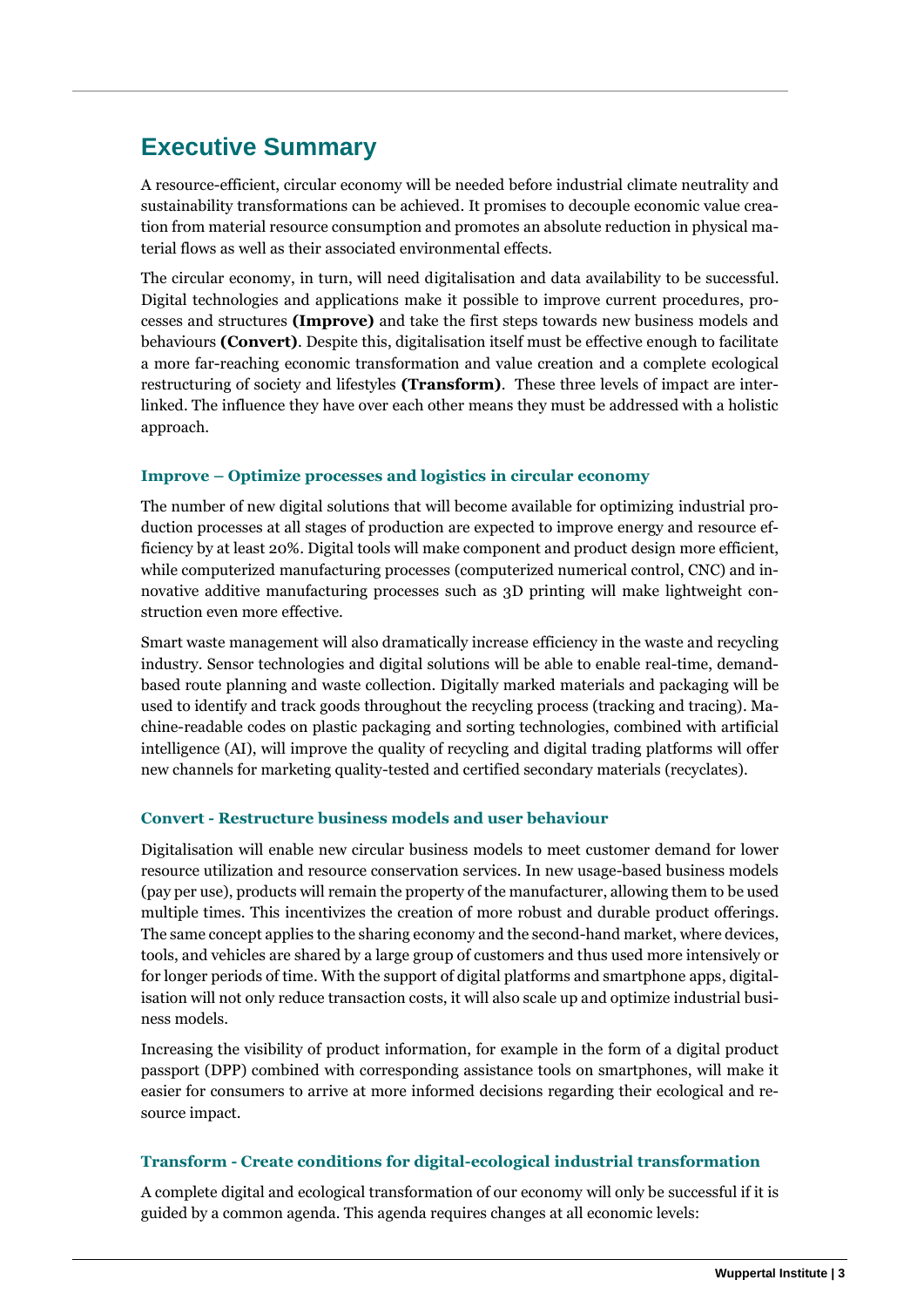## Executive Summary

A resource-efficient, circular economy will be needed before industrial climate neutrality and sustainability transformations can be achieved. It promises to decouple economic value creation from material resource consumption and promotes an absolute reduction in physical material flows as well as their associated environmental effects.

The circular economy, in turn, will need digitalisation and data availability to be successful. Digital technologies and applications make it possible to improve current procedures, processes and structures **(Improve)** and take the first steps towards new business models and behaviours **(Convert)**. Despite this, digitalisation itself must be effective enough to facilitate a more far-reaching economic transformation and value creation and a complete ecological restructuring of society and lifestyles **(Transform)**. These three levels of impact are interlinked. The influence they have over each other means they must be addressed with a holistic approach.

### Improve – Optimize processes and logistics in circular economy

The number of new digital solutions that will become available for optimizing industrial production processes at all stages of production are expected to improve energy and resource efficiency by at least 20%. Digital tools will make component and product design more efficient, while computerized manufacturing processes (computerized numerical control, CNC) and innovative additive manufacturing processes such as 3D printing will make lightweight construction even more effective.

Smart waste management will also dramatically increase efficiency in the waste and recycling industry. Sensor technologies and digital solutions will be able to enable real-time, demand-based route planning and waste collection. Digitally marked materials and packaging will be used to identify and track goods throughout the recycling process (tracking and tracing). Machine-readable codes on plastic packaging and sorting technologies, combined with artificial intelligence (AI), will improve the quality of recycling and digital trading platforms will offer new channels for marketing quality-tested and certified secondary materials (recyclates).

### Convert - Restructure business models and user behaviour

Digitalisation will enable new circular business models to meet customer demand for lower resource utilization and resource conservation services. In new usage-based business models (pay per use), products will remain the property of the manufacturer, allowing them to be used multiple times. This incentivizes the creation of more robust and durable product offerings. The same concept applies to the sharing economy and the second-hand market, where devices, tools, and vehicles are shared by a large group of customers and thus used more intensively or for longer periods of time. With the support of digital platforms and smartphone apps, digitalisation will not only reduce transaction costs, it will also scale up and optimize industrial business models.

Increasing the visibility of product information, for example in the form of a digital product passport (DPP) combined with corresponding assistance tools on smartphones, will make it easier for consumers to arrive at more informed decisions regarding their ecological and resource impact.

### Transform - Create conditions for digital-ecological industrial transformation

A complete digital and ecological transformation of our economy will only be successful if it is guided by a common agenda. This agenda requires changes at all economic levels: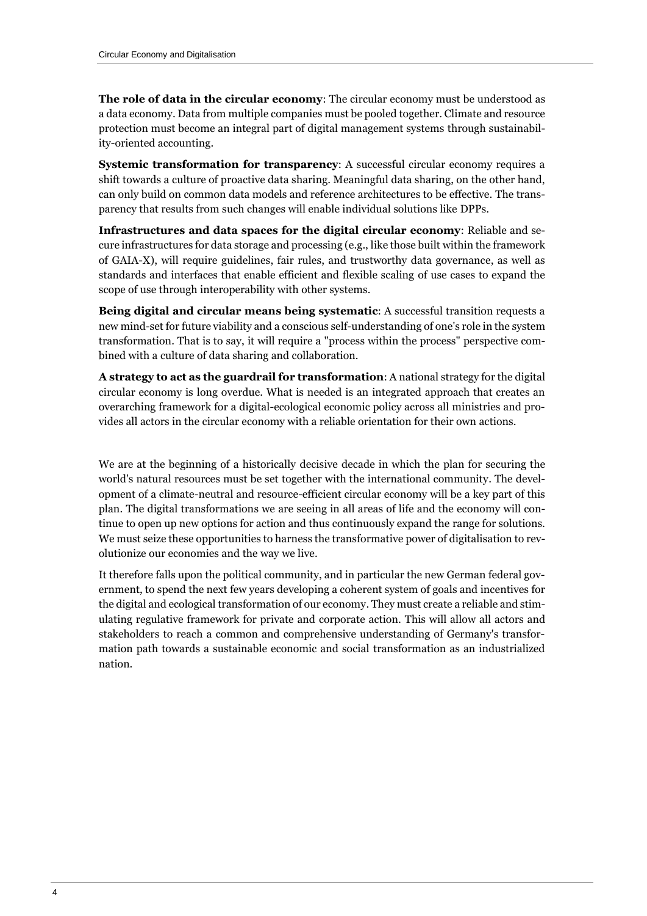**The role of data in the circular economy**: The circular economy must be understood as a data economy. Data from multiple companies must be pooled together. Climate and resource protection must become an integral part of digital management systems through sustainability-oriented accounting.

**Systemic transformation for transparency**: A successful circular economy requires a shift towards a culture of proactive data sharing. Meaningful data sharing, on the other hand, can only build on common data models and reference architectures to be effective. The transparency that results from such changes will enable individual solutions like DPPs.

**Infrastructures and data spaces for the digital circular economy**: Reliable and secure infrastructures for data storage and processing (e.g., like those built within the framework of GAIA-X), will require guidelines, fair rules, and trustworthy data governance, as well as standards and interfaces that enable efficient and flexible scaling of use cases to expand the scope of use through interoperability with other systems.

**Being digital and circular means being systematic**: A successful transition requests a new mind-set for future viability and a conscious self-understanding of one's role in the system transformation. That is to say, it will require a "process within the process" perspective combined with a culture of data sharing and collaboration.

**A strategy to act as the guardrail for transformation**: A national strategy for the digital circular economy is long overdue. What is needed is an integrated approach that creates an overarching framework for a digital-ecological economic policy across all ministries and provides all actors in the circular economy with a reliable orientation for their own actions.

We are at the beginning of a historically decisive decade in which the plan for securing the world's natural resources must be set together with the international community. The development of a climate-neutral and resource-efficient circular economy will be a key part of this plan. The digital transformations we are seeing in all areas of life and the economy will continue to open up new options for action and thus continuously expand the range for solutions. We must seize these opportunities to harness the transformative power of digitalisation to revolutionize our economies and the way we live.

It therefore falls upon the political community, and in particular the new German federal government, to spend the next few years developing a coherent system of goals and incentives for the digital and ecological transformation of our economy. They must create a reliable and stimulating regulative framework for private and corporate action. This will allow all actors and stakeholders to reach a common and comprehensive understanding of Germany's transformation path towards a sustainable economic and social transformation as an industrialized nation.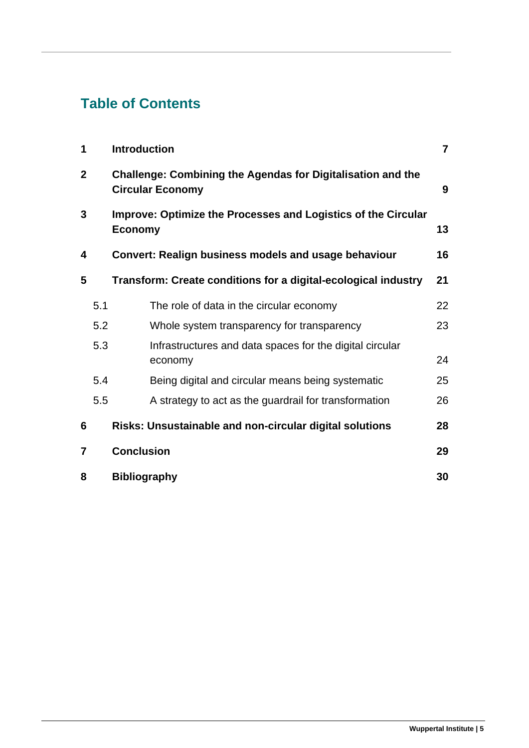## Table of Contents

| | | |
|---|---|---|
| **1** | **Introduction** | **7** |
| **2** | **Challenge: Combining the Agendas for Digitalisation and the Circular Economy** | **9** |
| **3** | **Improve: Optimize the Processes and Logistics of the Circular Economy** | **13** |
| **4** | **Convert: Realign business models and usage behaviour** | **16** |
| **5** | **Transform: Create conditions for a digital-ecological industry** | **21** |
| 5.1 | The role of data in the circular economy | 22 |
| 5.2 | Whole system transparency for transparency | 23 |
| 5.3 | Infrastructures and data spaces for the digital circular economy | 24 |
| 5.4 | Being digital and circular means being systematic | 25 |
| 5.5 | A strategy to act as the guardrail for transformation | 26 |
| **6** | **Risks: Unsustainable and non-circular digital solutions** | **28** |
| **7** | **Conclusion** | **29** |
| **8** | **Bibliography** | **30** |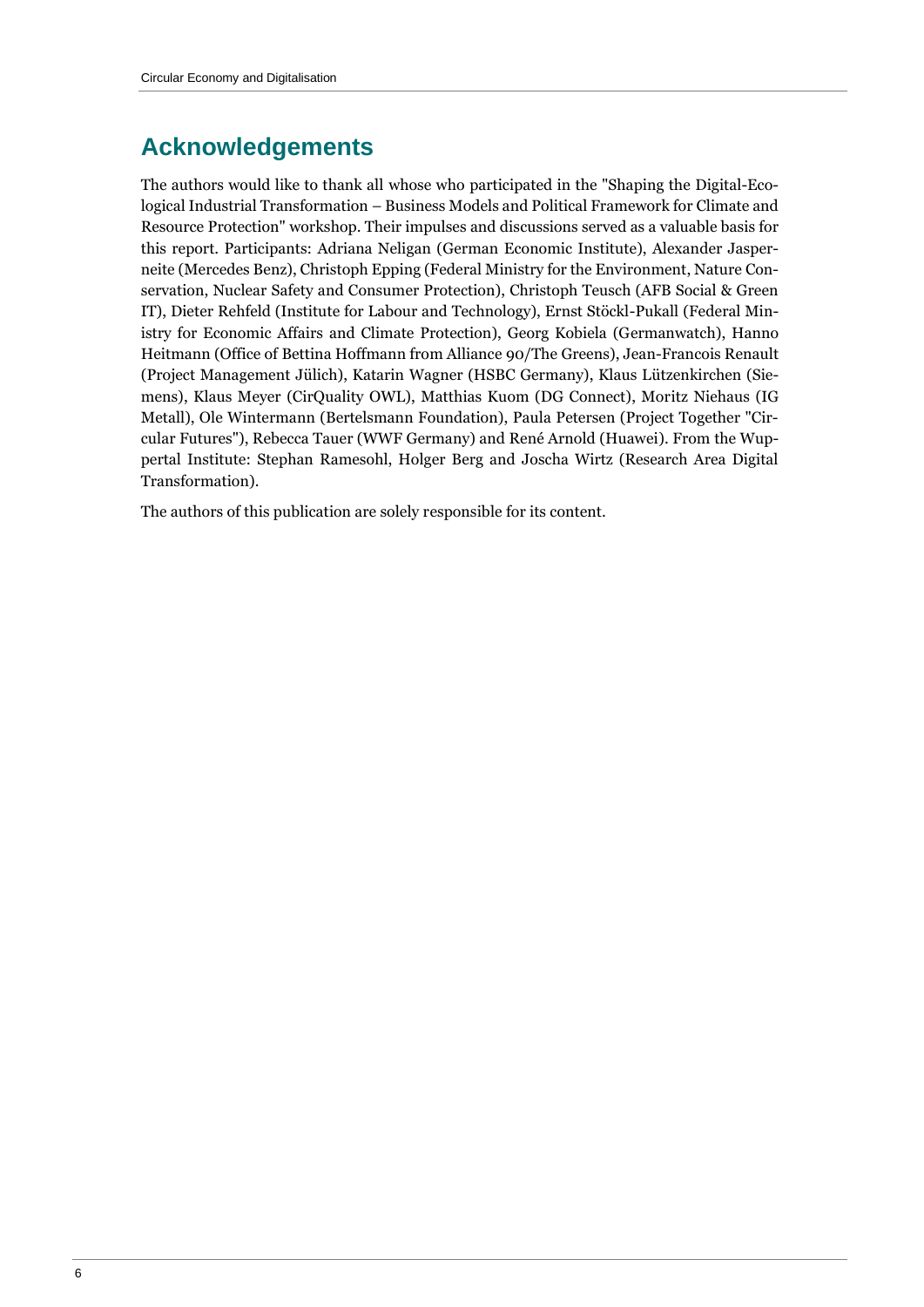## Acknowledgements

The authors would like to thank all whose who participated in the "Shaping the Digital-Ecological Industrial Transformation – Business Models and Political Framework for Climate and Resource Protection" workshop. Their impulses and discussions served as a valuable basis for this report. Participants: Adriana Neligan (German Economic Institute), Alexander Jasperneite (Mercedes Benz), Christoph Epping (Federal Ministry for the Environment, Nature Conservation, Nuclear Safety and Consumer Protection), Christoph Teusch (AFB Social & Green IT), Dieter Rehfeld (Institute for Labour and Technology), Ernst Stöckl-Pukall (Federal Ministry for Economic Affairs and Climate Protection), Georg Kobiela (Germanwatch), Hanno Heitmann (Office of Bettina Hoffmann from Alliance 90/The Greens), Jean-Francois Renault (Project Management Jülich), Katarin Wagner (HSBC Germany), Klaus Lützenkirchen (Siemens), Klaus Meyer (CirQuality OWL), Matthias Kuom (DG Connect), Moritz Niehaus (IG Metall), Ole Wintermann (Bertelsmann Foundation), Paula Petersen (Project Together "Circular Futures"), Rebecca Tauer (WWF Germany) and René Arnold (Huawei). From the Wuppertal Institute: Stephan Ramesohl, Holger Berg and Joscha Wirtz (Research Area Digital Transformation).

The authors of this publication are solely responsible for its content.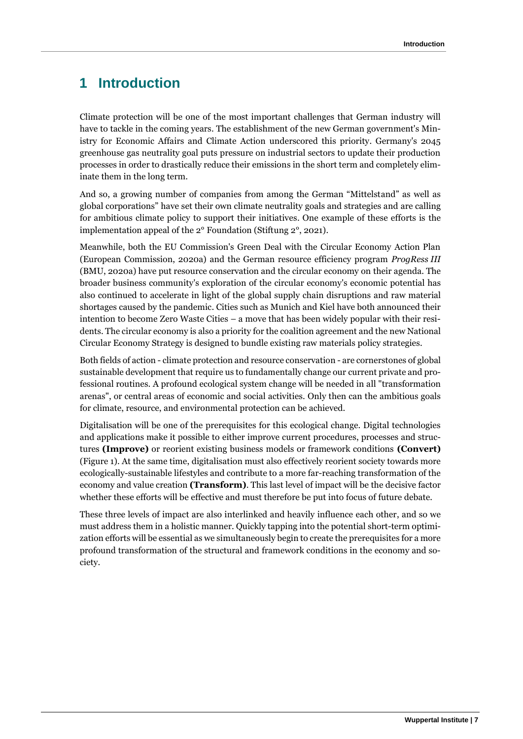# 1 Introduction

Climate protection will be one of the most important challenges that German industry will have to tackle in the coming years. The establishment of the new German government's Ministry for Economic Affairs and Climate Action underscored this priority. Germany's 2045 greenhouse gas neutrality goal puts pressure on industrial sectors to update their production processes in order to drastically reduce their emissions in the short term and completely eliminate them in the long term.

And so, a growing number of companies from among the German "Mittelstand" as well as global corporations" have set their own climate neutrality goals and strategies and are calling for ambitious climate policy to support their initiatives. One example of these efforts is the implementation appeal of the 2° Foundation (Stiftung 2°, 2021).

Meanwhile, both the EU Commission's Green Deal with the Circular Economy Action Plan (European Commission, 2020a) and the German resource efficiency program *ProgRess III* (BMU, 2020a) have put resource conservation and the circular economy on their agenda. The broader business community's exploration of the circular economy's economic potential has also continued to accelerate in light of the global supply chain disruptions and raw material shortages caused by the pandemic. Cities such as Munich and Kiel have both announced their intention to become Zero Waste Cities – a move that has been widely popular with their residents. The circular economy is also a priority for the coalition agreement and the new National Circular Economy Strategy is designed to bundle existing raw materials policy strategies.

Both fields of action - climate protection and resource conservation - are cornerstones of global sustainable development that require us to fundamentally change our current private and professional routines. A profound ecological system change will be needed in all "transformation arenas", or central areas of economic and social activities. Only then can the ambitious goals for climate, resource, and environmental protection can be achieved.

Digitalisation will be one of the prerequisites for this ecological change. Digital technologies and applications make it possible to either improve current procedures, processes and structures **(Improve)** or reorient existing business models or framework conditions **(Convert)** (Figure 1). At the same time, digitalisation must also effectively reorient society towards more ecologically-sustainable lifestyles and contribute to a more far-reaching transformation of the economy and value creation **(Transform)**. This last level of impact will be the decisive factor whether these efforts will be effective and must therefore be put into focus of future debate.

These three levels of impact are also interlinked and heavily influence each other, and so we must address them in a holistic manner. Quickly tapping into the potential short-term optimization efforts will be essential as we simultaneously begin to create the prerequisites for a more profound transformation of the structural and framework conditions in the economy and society.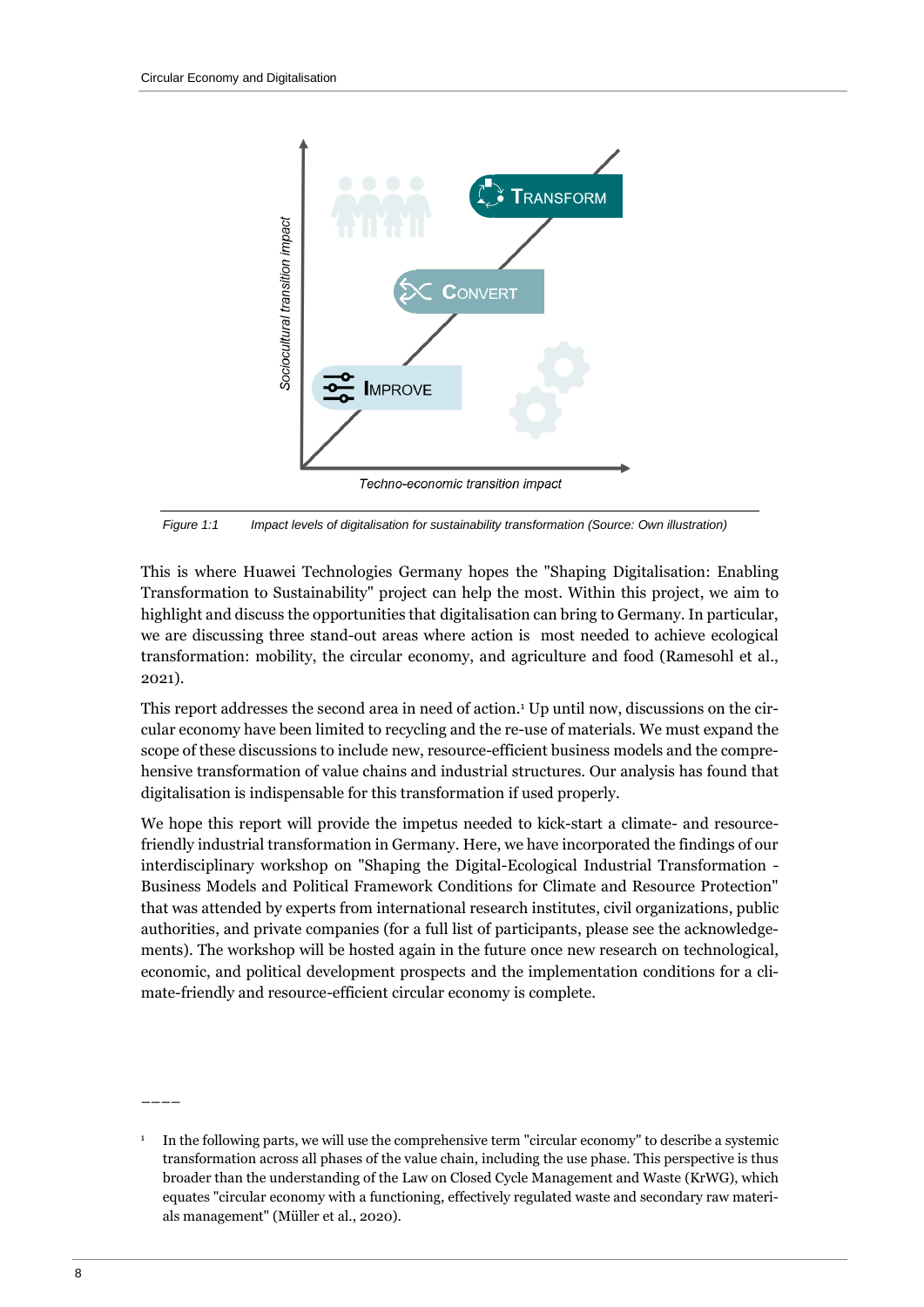Figure 1:1 Impact levels of digitalisation for sustainability transformation (Source: Own illustration)

This is where Huawei Technologies Germany hopes the "Shaping Digitalisation: Enabling Transformation to Sustainability" project can help the most. Within this project, we aim to highlight and discuss the opportunities that digitalisation can bring to Germany. In particular, we are discussing three stand-out areas where action is most needed to achieve ecological transformation: mobility, the circular economy, and agriculture and food (Ramesohl et al., 2021).

This report addresses the second area in need of action.[1] Up until now, discussions on the circular economy have been limited to recycling and the re-use of materials. We must expand the scope of these discussions to include new, resource-efficient business models and the comprehensive transformation of value chains and industrial structures. Our analysis has found that digitalisation is indispensable for this transformation if used properly.

We hope this report will provide the impetus needed to kick-start a climate- and resource-friendly industrial transformation in Germany. Here, we have incorporated the findings of our interdisciplinary workshop on "Shaping the Digital-Ecological Industrial Transformation - Business Models and Political Framework Conditions for Climate and Resource Protection" that was attended by experts from international research institutes, civil organizations, public authorities, and private companies (for a full list of participants, please see the acknowledgements). The workshop will be hosted again in the future once new research on technological, economic, and political development prospects and the implementation conditions for a climate-friendly and resource-efficient circular economy is complete.

---

[1] In the following parts, we will use the comprehensive term "circular economy" to describe a systemic transformation across all phases of the value chain, including the use phase. This perspective is thus broader than the understanding of the Law on Closed Cycle Management and Waste (KrWG), which equates "circular economy with a functioning, effectively regulated waste and secondary raw materials management" (Müller et al., 2020).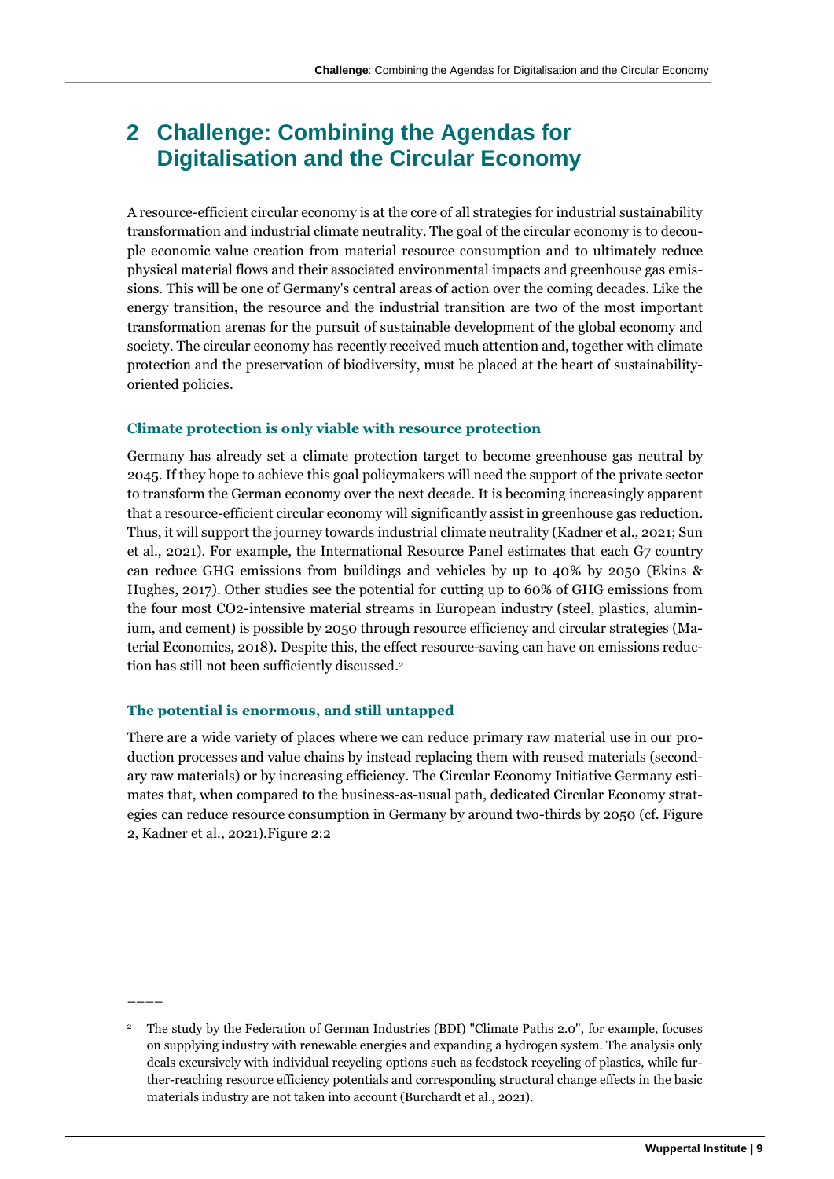# 2 Challenge: Combining the Agendas for Digitalisation and the Circular Economy

A resource-efficient circular economy is at the core of all strategies for industrial sustainability transformation and industrial climate neutrality. The goal of the circular economy is to decouple economic value creation from material resource consumption and to ultimately reduce physical material flows and their associated environmental impacts and greenhouse gas emissions. This will be one of Germany's central areas of action over the coming decades. Like the energy transition, the resource and the industrial transition are two of the most important transformation arenas for the pursuit of sustainable development of the global economy and society. The circular economy has recently received much attention and, together with climate protection and the preservation of biodiversity, must be placed at the heart of sustainability-oriented policies.

**Climate protection is only viable with resource protection**

Germany has already set a climate protection target to become greenhouse gas neutral by 2045. If they hope to achieve this goal policymakers will need the support of the private sector to transform the German economy over the next decade. It is becoming increasingly apparent that a resource-efficient circular economy will significantly assist in greenhouse gas reduction. Thus, it will support the journey towards industrial climate neutrality (Kadner et al., 2021; Sun et al., 2021). For example, the International Resource Panel estimates that each G7 country can reduce GHG emissions from buildings and vehicles by up to 40% by 2050 (Ekins & Hughes, 2017). Other studies see the potential for cutting up to 60% of GHG emissions from the four most CO2-intensive material streams in European industry (steel, plastics, aluminium, and cement) is possible by 2050 through resource efficiency and circular strategies (Material Economics, 2018). Despite this, the effect resource-saving can have on emissions reduction has still not been sufficiently discussed.[2]

**The potential is enormous, and still untapped**

There are a wide variety of places where we can reduce primary raw material use in our production processes and value chains by instead replacing them with reused materials (secondary raw materials) or by increasing efficiency. The Circular Economy Initiative Germany estimates that, when compared to the business-as-usual path, dedicated Circular Economy strategies can reduce resource consumption in Germany by around two-thirds by 2050 (cf. Figure 2, Kadner et al., 2021).Figure 2:2

---

[2] The study by the Federation of German Industries (BDI) "Climate Paths 2.0", for example, focuses on supplying industry with renewable energies and expanding a hydrogen system. The analysis only deals excursively with individual recycling options such as feedstock recycling of plastics, while further-reaching resource efficiency potentials and corresponding structural change effects in the basic materials industry are not taken into account (Burchardt et al., 2021).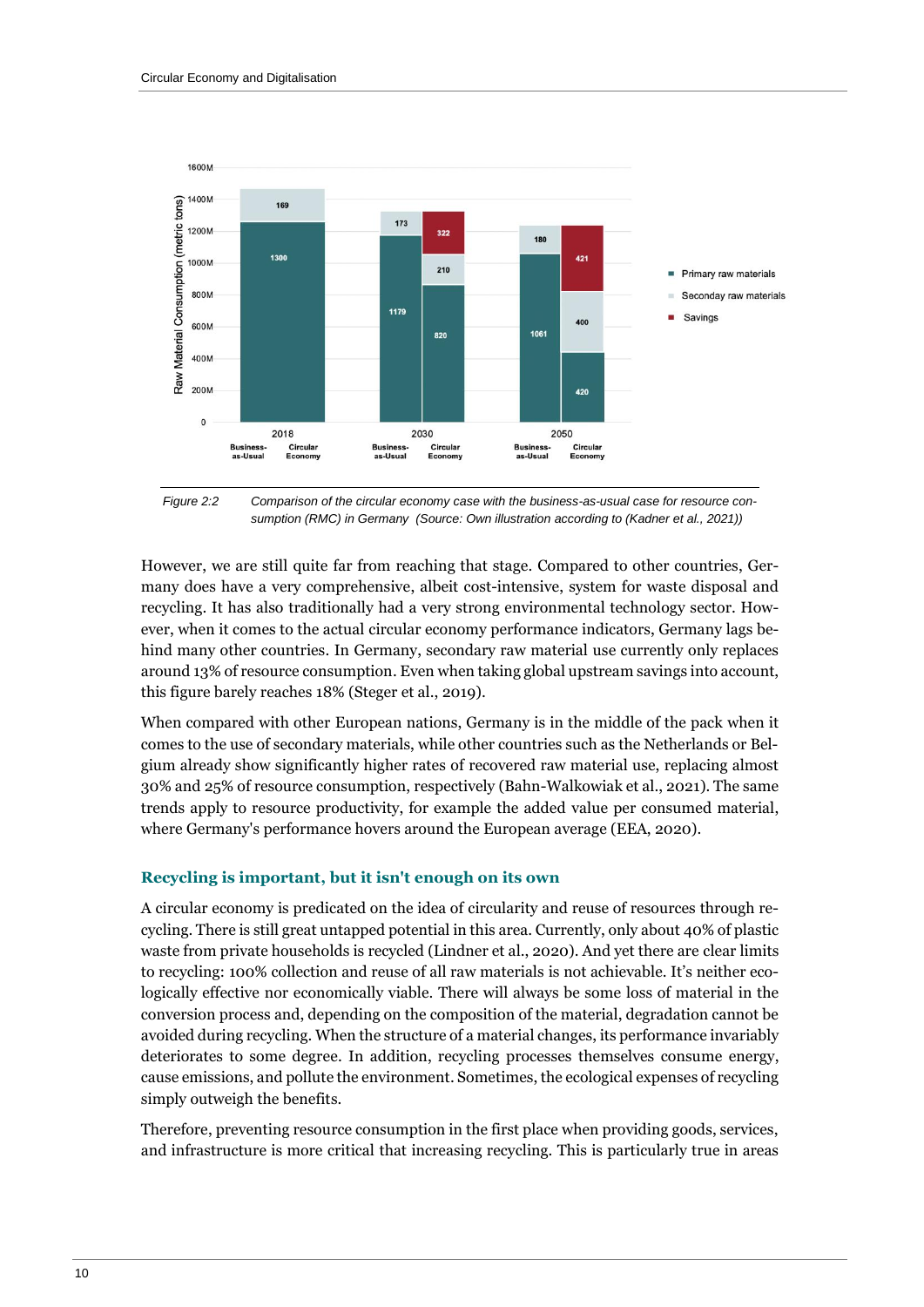Figure 2:2 Comparison of the circular economy case with the business-as-usual case for resource consumption (RMC) in Germany (Source: Own illustration according to (Kadner et al., 2021))

However, we are still quite far from reaching that stage. Compared to other countries, Germany does have a very comprehensive, albeit cost-intensive, system for waste disposal and recycling. It has also traditionally had a very strong environmental technology sector. However, when it comes to the actual circular economy performance indicators, Germany lags behind many other countries. In Germany, secondary raw material use currently only replaces around 13% of resource consumption. Even when taking global upstream savings into account, this figure barely reaches 18% (Steger et al., 2019).

When compared with other European nations, Germany is in the middle of the pack when it comes to the use of secondary materials, while other countries such as the Netherlands or Belgium already show significantly higher rates of recovered raw material use, replacing almost 30% and 25% of resource consumption, respectively (Bahn-Walkowiak et al., 2021). The same trends apply to resource productivity, for example the added value per consumed material, where Germany's performance hovers around the European average (EEA, 2020).

### Recycling is important, but it isn't enough on its own

A circular economy is predicated on the idea of circularity and reuse of resources through recycling. There is still great untapped potential in this area. Currently, only about 40% of plastic waste from private households is recycled (Lindner et al., 2020). And yet there are clear limits to recycling: 100% collection and reuse of all raw materials is not achievable. It's neither ecologically effective nor economically viable. There will always be some loss of material in the conversion process and, depending on the composition of the material, degradation cannot be avoided during recycling. When the structure of a material changes, its performance invariably deteriorates to some degree. In addition, recycling processes themselves consume energy, cause emissions, and pollute the environment. Sometimes, the ecological expenses of recycling simply outweigh the benefits.

Therefore, preventing resource consumption in the first place when providing goods, services, and infrastructure is more critical that increasing recycling. This is particularly true in areas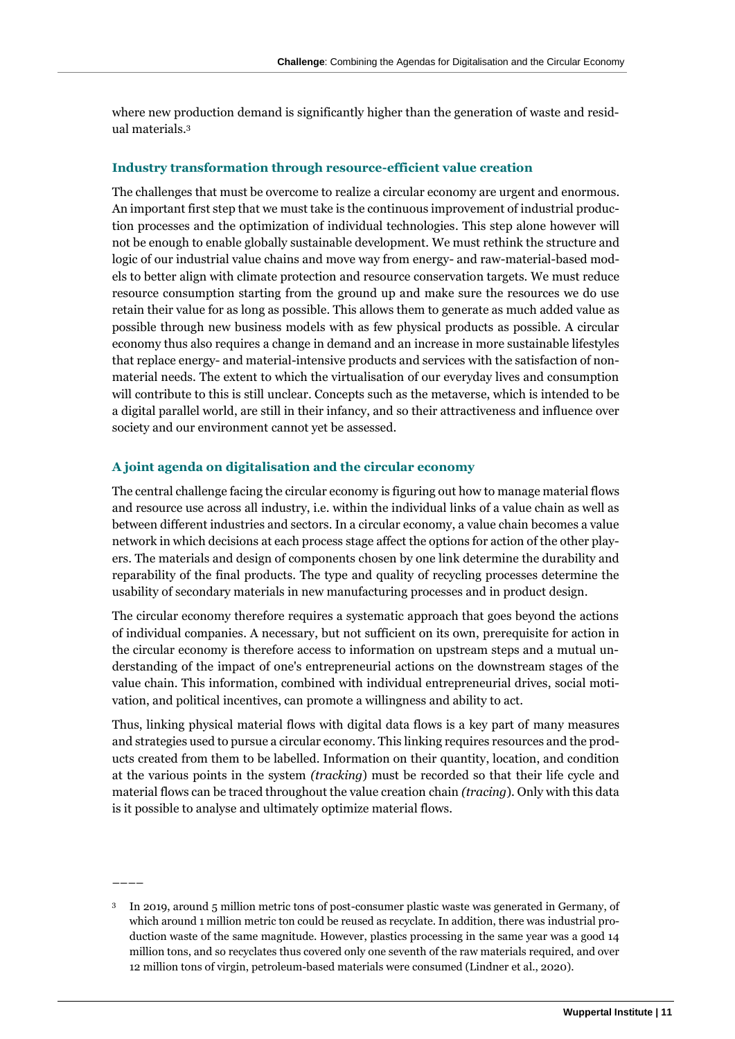where new production demand is significantly higher than the generation of waste and residual materials.[3]

### Industry transformation through resource-efficient value creation

The challenges that must be overcome to realize a circular economy are urgent and enormous. An important first step that we must take is the continuous improvement of industrial production processes and the optimization of individual technologies. This step alone however will not be enough to enable globally sustainable development. We must rethink the structure and logic of our industrial value chains and move way from energy- and raw-material-based models to better align with climate protection and resource conservation targets. We must reduce resource consumption starting from the ground up and make sure the resources we do use retain their value for as long as possible. This allows them to generate as much added value as possible through new business models with as few physical products as possible. A circular economy thus also requires a change in demand and an increase in more sustainable lifestyles that replace energy- and material-intensive products and services with the satisfaction of non-material needs. The extent to which the virtualisation of our everyday lives and consumption will contribute to this is still unclear. Concepts such as the metaverse, which is intended to be a digital parallel world, are still in their infancy, and so their attractiveness and influence over society and our environment cannot yet be assessed.

### A joint agenda on digitalisation and the circular economy

The central challenge facing the circular economy is figuring out how to manage material flows and resource use across all industry, i.e. within the individual links of a value chain as well as between different industries and sectors. In a circular economy, a value chain becomes a value network in which decisions at each process stage affect the options for action of the other players. The materials and design of components chosen by one link determine the durability and reparability of the final products. The type and quality of recycling processes determine the usability of secondary materials in new manufacturing processes and in product design.

The circular economy therefore requires a systematic approach that goes beyond the actions of individual companies. A necessary, but not sufficient on its own, prerequisite for action in the circular economy is therefore access to information on upstream steps and a mutual understanding of the impact of one's entrepreneurial actions on the downstream stages of the value chain. This information, combined with individual entrepreneurial drives, social motivation, and political incentives, can promote a willingness and ability to act.

Thus, linking physical material flows with digital data flows is a key part of many measures and strategies used to pursue a circular economy. This linking requires resources and the products created from them to be labelled. Information on their quantity, location, and condition at the various points in the system *(tracking)* must be recorded so that their life cycle and material flows can be traced throughout the value creation chain *(tracing)*. Only with this data is it possible to analyse and ultimately optimize material flows.

————

[3] In 2019, around 5 million metric tons of post-consumer plastic waste was generated in Germany, of which around 1 million metric ton could be reused as recyclate. In addition, there was industrial production waste of the same magnitude. However, plastics processing in the same year was a good 14 million tons, and so recyclates thus covered only one seventh of the raw materials required, and over 12 million tons of virgin, petroleum-based materials were consumed (Lindner et al., 2020).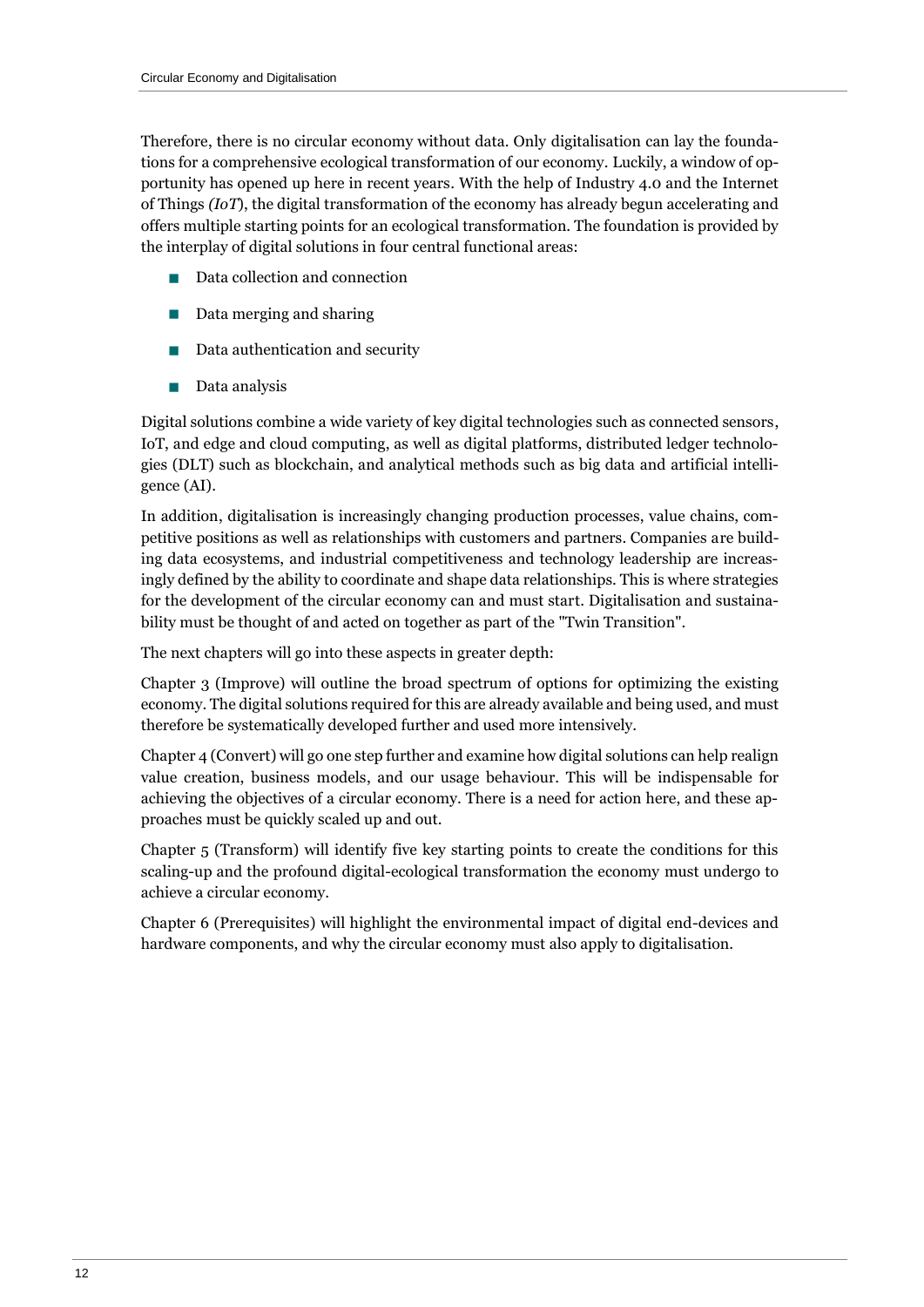Therefore, there is no circular economy without data. Only digitalisation can lay the foundations for a comprehensive ecological transformation of our economy. Luckily, a window of opportunity has opened up here in recent years. With the help of Industry 4.0 and the Internet of Things *(IoT*), the digital transformation of the economy has already begun accelerating and offers multiple starting points for an ecological transformation. The foundation is provided by the interplay of digital solutions in four central functional areas:

- Data collection and connection
- Data merging and sharing
- Data authentication and security
- Data analysis

Digital solutions combine a wide variety of key digital technologies such as connected sensors, IoT, and edge and cloud computing, as well as digital platforms, distributed ledger technologies (DLT) such as blockchain, and analytical methods such as big data and artificial intelligence (AI).

In addition, digitalisation is increasingly changing production processes, value chains, competitive positions as well as relationships with customers and partners. Companies are building data ecosystems, and industrial competitiveness and technology leadership are increasingly defined by the ability to coordinate and shape data relationships. This is where strategies for the development of the circular economy can and must start. Digitalisation and sustainability must be thought of and acted on together as part of the "Twin Transition".

The next chapters will go into these aspects in greater depth:

Chapter 3 (Improve) will outline the broad spectrum of options for optimizing the existing economy. The digital solutions required for this are already available and being used, and must therefore be systematically developed further and used more intensively.

Chapter 4 (Convert) will go one step further and examine how digital solutions can help realign value creation, business models, and our usage behaviour. This will be indispensable for achieving the objectives of a circular economy. There is a need for action here, and these approaches must be quickly scaled up and out.

Chapter 5 (Transform) will identify five key starting points to create the conditions for this scaling-up and the profound digital-ecological transformation the economy must undergo to achieve a circular economy.

Chapter 6 (Prerequisites) will highlight the environmental impact of digital end-devices and hardware components, and why the circular economy must also apply to digitalisation.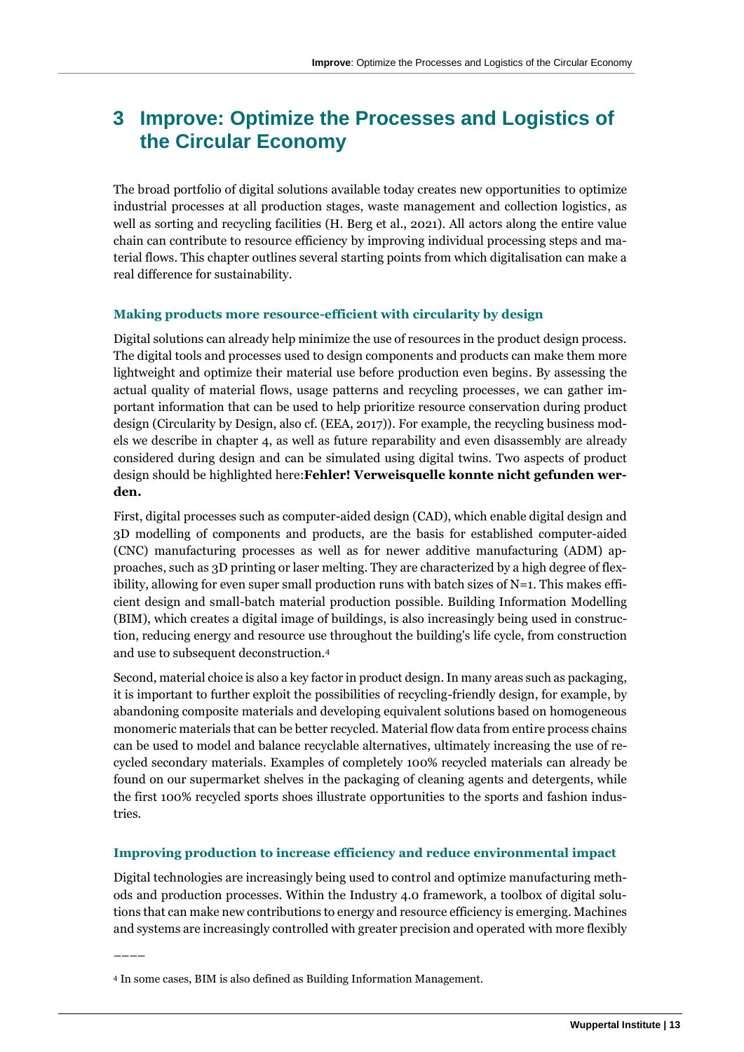# 3 Improve: Optimize the Processes and Logistics of the Circular Economy

The broad portfolio of digital solutions available today creates new opportunities to optimize industrial processes at all production stages, waste management and collection logistics, as well as sorting and recycling facilities (H. Berg et al., 2021). All actors along the entire value chain can contribute to resource efficiency by improving individual processing steps and material flows. This chapter outlines several starting points from which digitalisation can make a real difference for sustainability.

### Making products more resource-efficient with circularity by design

Digital solutions can already help minimize the use of resources in the product design process. The digital tools and processes used to design components and products can make them more lightweight and optimize their material use before production even begins. By assessing the actual quality of material flows, usage patterns and recycling processes, we can gather important information that can be used to help prioritize resource conservation during product design (Circularity by Design, also cf. (EEA, 2017)). For example, the recycling business models we describe in chapter 4, as well as future reparability and even disassembly are already considered during design and can be simulated using digital twins. Two aspects of product design should be highlighted here:**Fehler! Verweisquelle konnte nicht gefunden werden.**

First, digital processes such as computer-aided design (CAD), which enable digital design and 3D modelling of components and products, are the basis for established computer-aided (CNC) manufacturing processes as well as for newer additive manufacturing (ADM) approaches, such as 3D printing or laser melting. They are characterized by a high degree of flexibility, allowing for even super small production runs with batch sizes of N=1. This makes efficient design and small-batch material production possible. Building Information Modelling (BIM), which creates a digital image of buildings, is also increasingly being used in construction, reducing energy and resource use throughout the building's life cycle, from construction and use to subsequent deconstruction.[4]

Second, material choice is also a key factor in product design. In many areas such as packaging, it is important to further exploit the possibilities of recycling-friendly design, for example, by abandoning composite materials and developing equivalent solutions based on homogeneous monomeric materials that can be better recycled. Material flow data from entire process chains can be used to model and balance recyclable alternatives, ultimately increasing the use of recycled secondary materials. Examples of completely 100% recycled materials can already be found on our supermarket shelves in the packaging of cleaning agents and detergents, while the first 100% recycled sports shoes illustrate opportunities to the sports and fashion industries.

### Improving production to increase efficiency and reduce environmental impact

Digital technologies are increasingly being used to control and optimize manufacturing methods and production processes. Within the Industry 4.0 framework, a toolbox of digital solutions that can make new contributions to energy and resource efficiency is emerging. Machines and systems are increasingly controlled with greater precision and operated with more flexibly

---

[4] In some cases, BIM is also defined as Building Information Management.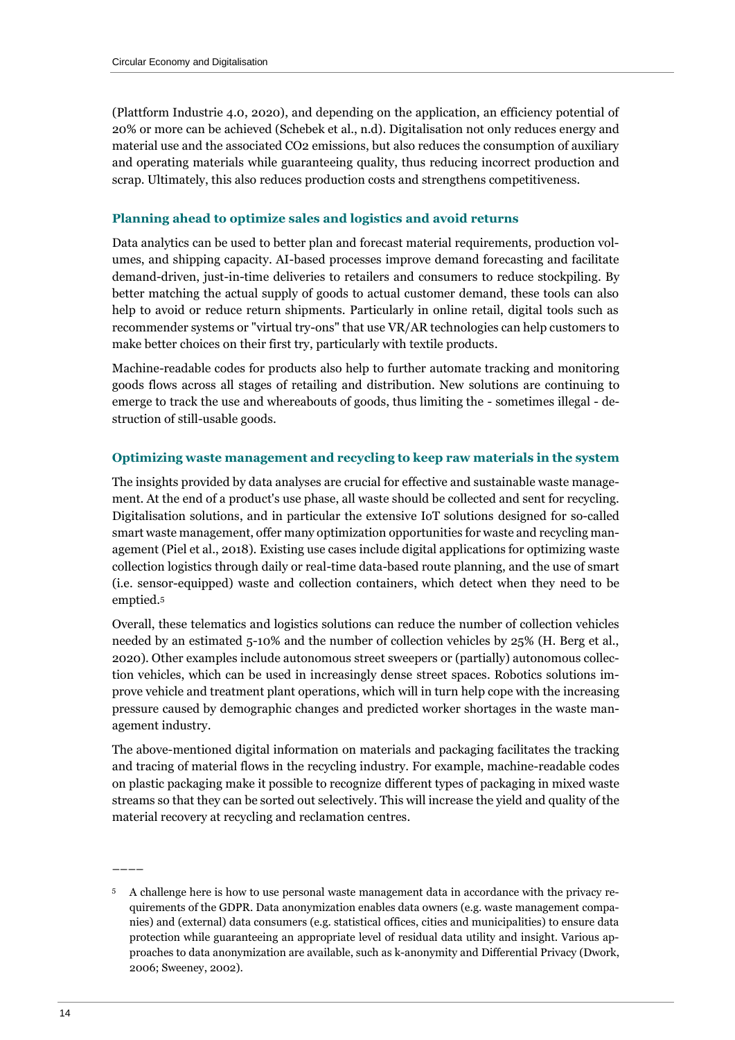(Plattform Industrie 4.0, 2020), and depending on the application, an efficiency potential of 20% or more can be achieved (Schebek et al., n.d). Digitalisation not only reduces energy and material use and the associated $CO_2$ emissions, but also reduces the consumption of auxiliary and operating materials while guaranteeing quality, thus reducing incorrect production and scrap. Ultimately, this also reduces production costs and strengthens competitiveness.

### Planning ahead to optimize sales and logistics and avoid returns

Data analytics can be used to better plan and forecast material requirements, production volumes, and shipping capacity. AI-based processes improve demand forecasting and facilitate demand-driven, just-in-time deliveries to retailers and consumers to reduce stockpiling. By better matching the actual supply of goods to actual customer demand, these tools can also help to avoid or reduce return shipments. Particularly in online retail, digital tools such as recommender systems or "virtual try-ons" that use VR/AR technologies can help customers to make better choices on their first try, particularly with textile products.

Machine-readable codes for products also help to further automate tracking and monitoring goods flows across all stages of retailing and distribution. New solutions are continuing to emerge to track the use and whereabouts of goods, thus limiting the - sometimes illegal - destruction of still-usable goods.

### Optimizing waste management and recycling to keep raw materials in the system

The insights provided by data analyses are crucial for effective and sustainable waste management. At the end of a product's use phase, all waste should be collected and sent for recycling. Digitalisation solutions, and in particular the extensive IoT solutions designed for so-called smart waste management, offer many optimization opportunities for waste and recycling management (Piel et al., 2018). Existing use cases include digital applications for optimizing waste collection logistics through daily or real-time data-based route planning, and the use of smart (i.e. sensor-equipped) waste and collection containers, which detect when they need to be emptied.[5]

Overall, these telematics and logistics solutions can reduce the number of collection vehicles needed by an estimated 5-10% and the number of collection vehicles by 25% (H. Berg et al., 2020). Other examples include autonomous street sweepers or (partially) autonomous collection vehicles, which can be used in increasingly dense street spaces. Robotics solutions improve vehicle and treatment plant operations, which will in turn help cope with the increasing pressure caused by demographic changes and predicted worker shortages in the waste management industry.

The above-mentioned digital information on materials and packaging facilitates the tracking and tracing of material flows in the recycling industry. For example, machine-readable codes on plastic packaging make it possible to recognize different types of packaging in mixed waste streams so that they can be sorted out selectively. This will increase the yield and quality of the material recovery at recycling and reclamation centres.

––––

[5] A challenge here is how to use personal waste management data in accordance with the privacy requirements of the GDPR. Data anonymization enables data owners (e.g. waste management companies) and (external) data consumers (e.g. statistical offices, cities and municipalities) to ensure data protection while guaranteeing an appropriate level of residual data utility and insight. Various approaches to data anonymization are available, such as k-anonymity and Differential Privacy (Dwork, 2006; Sweeney, 2002).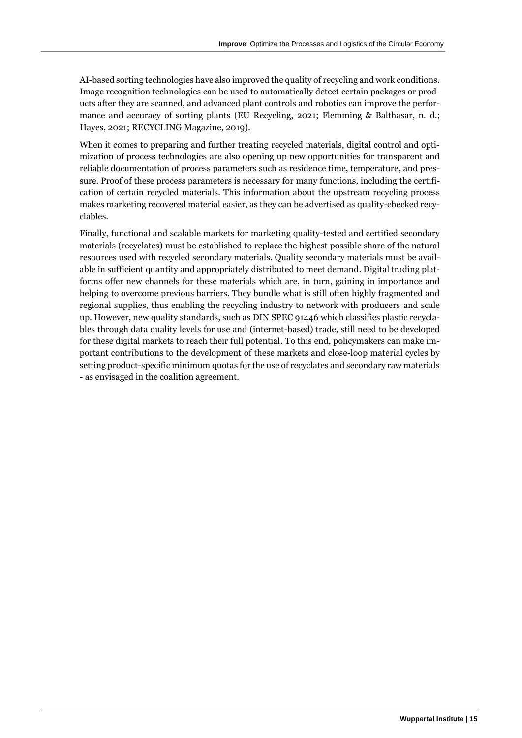AI-based sorting technologies have also improved the quality of recycling and work conditions. Image recognition technologies can be used to automatically detect certain packages or products after they are scanned, and advanced plant controls and robotics can improve the performance and accuracy of sorting plants (EU Recycling, 2021; Flemming & Balthasar, n. d.; Hayes, 2021; RECYCLING Magazine, 2019).

When it comes to preparing and further treating recycled materials, digital control and optimization of process technologies are also opening up new opportunities for transparent and reliable documentation of process parameters such as residence time, temperature, and pressure. Proof of these process parameters is necessary for many functions, including the certification of certain recycled materials. This information about the upstream recycling process makes marketing recovered material easier, as they can be advertised as quality-checked recyclables.

Finally, functional and scalable markets for marketing quality-tested and certified secondary materials (recyclates) must be established to replace the highest possible share of the natural resources used with recycled secondary materials. Quality secondary materials must be available in sufficient quantity and appropriately distributed to meet demand. Digital trading platforms offer new channels for these materials which are, in turn, gaining in importance and helping to overcome previous barriers. They bundle what is still often highly fragmented and regional supplies, thus enabling the recycling industry to network with producers and scale up. However, new quality standards, such as DIN SPEC 91446 which classifies plastic recyclables through data quality levels for use and (internet-based) trade, still need to be developed for these digital markets to reach their full potential. To this end, policymakers can make important contributions to the development of these markets and close-loop material cycles by setting product-specific minimum quotas for the use of recyclates and secondary raw materials - as envisaged in the coalition agreement.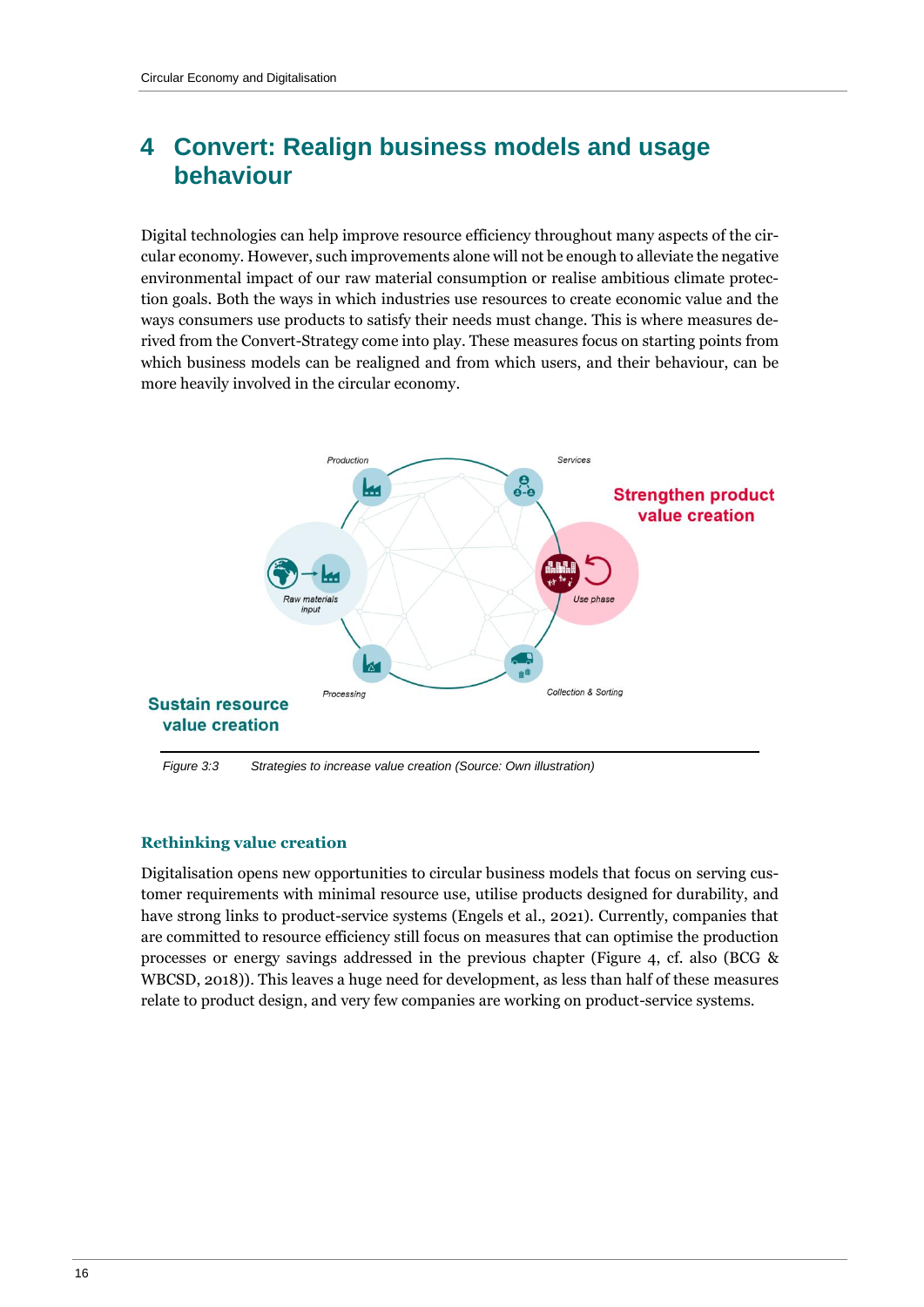# 4 Convert: Realign business models and usage behaviour

Digital technologies can help improve resource efficiency throughout many aspects of the circular economy. However, such improvements alone will not be enough to alleviate the negative environmental impact of our raw material consumption or realise ambitious climate protection goals. Both the ways in which industries use resources to create economic value and the ways consumers use products to satisfy their needs must change. This is where measures derived from the Convert-Strategy come into play. These measures focus on starting points from which business models can be realigned and from which users, and their behaviour, can be more heavily involved in the circular economy.

Production

Services

Strengthen product value creation

Raw materials input

Use phase

Processing

Collection & Sorting

Sustain resource value creation

*Figure 3:3 Strategies to increase value creation (Source: Own illustration)*

### Rethinking value creation

Digitalisation opens new opportunities to circular business models that focus on serving customer requirements with minimal resource use, utilise products designed for durability, and have strong links to product-service systems (Engels et al., 2021). Currently, companies that are committed to resource efficiency still focus on measures that can optimise the production processes or energy savings addressed in the previous chapter (Figure 4, cf. also (BCG & WBCSD, 2018)). This leaves a huge need for development, as less than half of these measures relate to product design, and very few companies are working on product-service systems.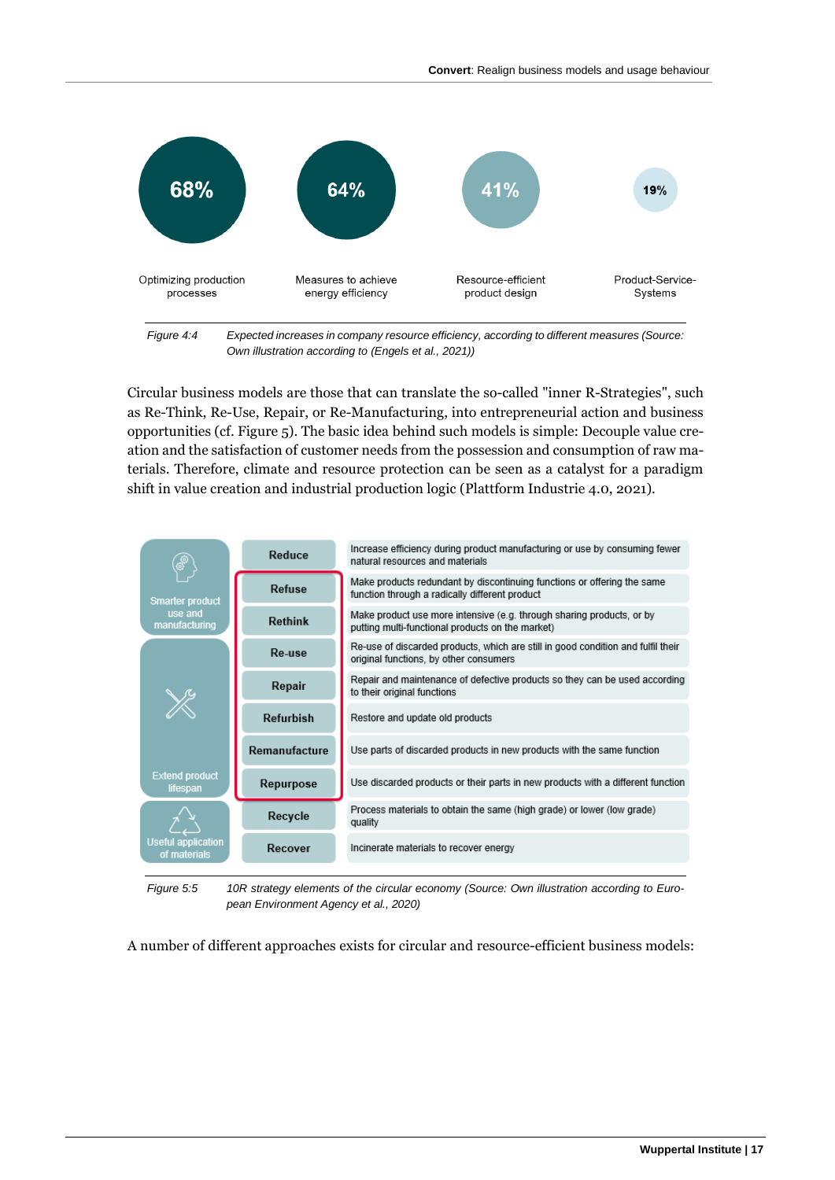| 68% | 64% | 41% | 19% |
|---|---|---|---|
| Optimizing production processes | Measures to achieve energy efficiency | Resource-efficient product design | Product-Service-Systems |

*Figure 4:4 Expected increases in company resource efficiency, according to different measures (Source: Own illustration according to (Engels et al., 2021))*

Circular business models are those that can translate the so-called "inner R-Strategies", such as Re-Think, Re-Use, Repair, or Re-Manufacturing, into entrepreneurial action and business opportunities (cf. Figure 5). The basic idea behind such models is simple: Decouple value creation and the satisfaction of customer needs from the possession and consumption of raw materials. Therefore, climate and resource protection can be seen as a catalyst for a paradigm shift in value creation and industrial production logic (Plattform Industrie 4.0, 2021).

| Category | Strategy | Description |
|---|---|---|
| Smarter product use and manufacturing | Reduce | Increase efficiency during product manufacturing or use by consuming fewer natural resources and materials |
| | Refuse | Make products redundant by discontinuing functions or offering the same function through a radically different product |
| | Rethink | Make product use more intensive (e.g. through sharing products, or by putting multi-functional products on the market) |
| Extend product lifespan | Re-use | Re-use of discarded products, which are still in good condition and fulfil their original functions, by other consumers |
| | Repair | Repair and maintenance of defective products so they can be used according to their original functions |
| | Refurbish | Restore and update old products |
| | Remanufacture | Use parts of discarded products in new products with the same function |
| | Repurpose | Use discarded products or their parts in new products with a different function |
| Useful application of materials | Recycle | Process materials to obtain the same (high grade) or lower (low grade) quality |
| | Recover | Incinerate materials to recover energy |

*Figure 5:5 10R strategy elements of the circular economy (Source: Own illustration according to European Environment Agency et al., 2020)*

A number of different approaches exists for circular and resource-efficient business models: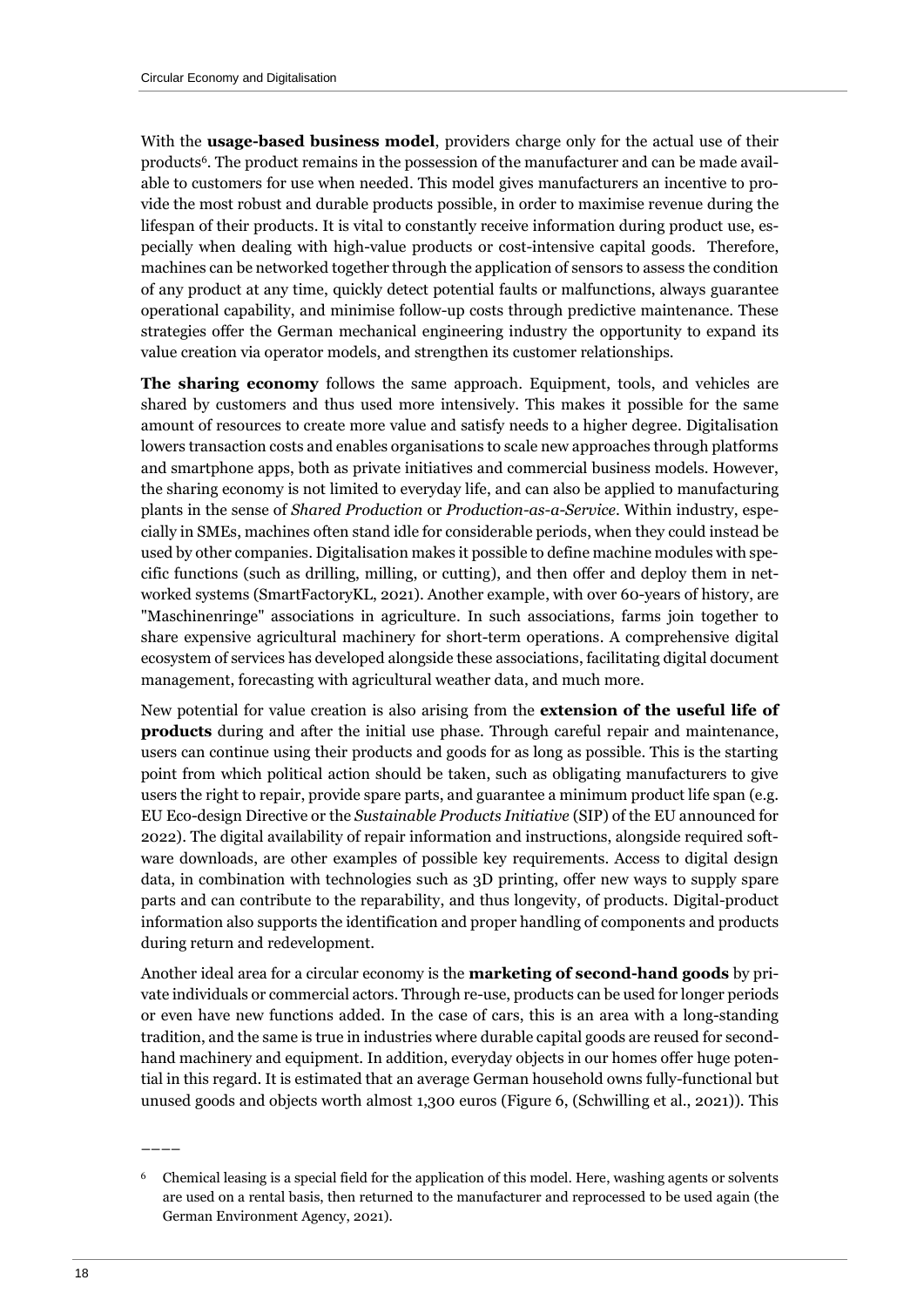With the **usage-based business model**, providers charge only for the actual use of their products[6]. The product remains in the possession of the manufacturer and can be made available to customers for use when needed. This model gives manufacturers an incentive to provide the most robust and durable products possible, in order to maximise revenue during the lifespan of their products. It is vital to constantly receive information during product use, especially when dealing with high-value products or cost-intensive capital goods. Therefore, machines can be networked together through the application of sensors to assess the condition of any product at any time, quickly detect potential faults or malfunctions, always guarantee operational capability, and minimise follow-up costs through predictive maintenance. These strategies offer the German mechanical engineering industry the opportunity to expand its value creation via operator models, and strengthen its customer relationships.

**The sharing economy** follows the same approach. Equipment, tools, and vehicles are shared by customers and thus used more intensively. This makes it possible for the same amount of resources to create more value and satisfy needs to a higher degree. Digitalisation lowers transaction costs and enables organisations to scale new approaches through platforms and smartphone apps, both as private initiatives and commercial business models. However, the sharing economy is not limited to everyday life, and can also be applied to manufacturing plants in the sense of *Shared Production* or *Production-as-a-Service*. Within industry, especially in SMEs, machines often stand idle for considerable periods, when they could instead be used by other companies. Digitalisation makes it possible to define machine modules with specific functions (such as drilling, milling, or cutting), and then offer and deploy them in networked systems (SmartFactoryKL, 2021). Another example, with over 60-years of history, are "Maschinenringe" associations in agriculture. In such associations, farms join together to share expensive agricultural machinery for short-term operations. A comprehensive digital ecosystem of services has developed alongside these associations, facilitating digital document management, forecasting with agricultural weather data, and much more.

New potential for value creation is also arising from the **extension of the useful life of products** during and after the initial use phase. Through careful repair and maintenance, users can continue using their products and goods for as long as possible. This is the starting point from which political action should be taken, such as obligating manufacturers to give users the right to repair, provide spare parts, and guarantee a minimum product life span (e.g. EU Eco-design Directive or the *Sustainable Products Initiative* (SIP) of the EU announced for 2022). The digital availability of repair information and instructions, alongside required software downloads, are other examples of possible key requirements. Access to digital design data, in combination with technologies such as 3D printing, offer new ways to supply spare parts and can contribute to the reparability, and thus longevity, of products. Digital-product information also supports the identification and proper handling of components and products during return and redevelopment.

Another ideal area for a circular economy is the **marketing of second-hand goods** by private individuals or commercial actors. Through re-use, products can be used for longer periods or even have new functions added. In the case of cars, this is an area with a long-standing tradition, and the same is true in industries where durable capital goods are reused for second-hand machinery and equipment. In addition, everyday objects in our homes offer huge potential in this regard. It is estimated that an average German household owns fully-functional but unused goods and objects worth almost 1,300 euros (Figure 6, (Schwilling et al., 2021)). This

---

[6] Chemical leasing is a special field for the application of this model. Here, washing agents or solvents are used on a rental basis, then returned to the manufacturer and reprocessed to be used again (the German Environment Agency, 2021).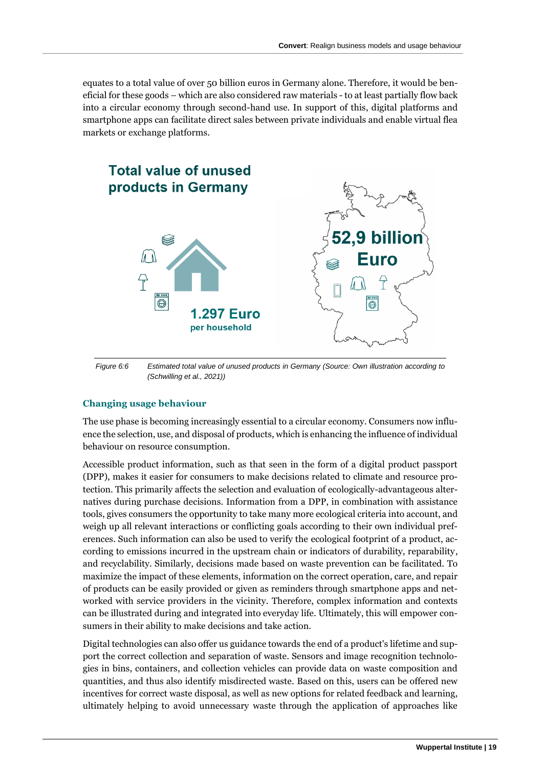equates to a total value of over 50 billion euros in Germany alone. Therefore, it would be beneficial for these goods – which are also considered raw materials - to at least partially flow back into a circular economy through second-hand use. In support of this, digital platforms and smartphone apps can facilitate direct sales between private individuals and enable virtual flea markets or exchange platforms.

**Total value of unused products in Germany**

1.297 Euro per household

52,9 billion Euro

*Figure 6:6 Estimated total value of unused products in Germany (Source: Own illustration according to (Schwilling et al., 2021))*

## Changing usage behaviour

The use phase is becoming increasingly essential to a circular economy. Consumers now influence the selection, use, and disposal of products, which is enhancing the influence of individual behaviour on resource consumption.

Accessible product information, such as that seen in the form of a digital product passport (DPP), makes it easier for consumers to make decisions related to climate and resource protection. This primarily affects the selection and evaluation of ecologically-advantageous alternatives during purchase decisions. Information from a DPP, in combination with assistance tools, gives consumers the opportunity to take many more ecological criteria into account, and weigh up all relevant interactions or conflicting goals according to their own individual preferences. Such information can also be used to verify the ecological footprint of a product, according to emissions incurred in the upstream chain or indicators of durability, reparability, and recyclability. Similarly, decisions made based on waste prevention can be facilitated. To maximize the impact of these elements, information on the correct operation, care, and repair of products can be easily provided or given as reminders through smartphone apps and networked with service providers in the vicinity. Therefore, complex information and contexts can be illustrated during and integrated into everyday life. Ultimately, this will empower consumers in their ability to make decisions and take action.

Digital technologies can also offer us guidance towards the end of a product's lifetime and support the correct collection and separation of waste. Sensors and image recognition technologies in bins, containers, and collection vehicles can provide data on waste composition and quantities, and thus also identify misdirected waste. Based on this, users can be offered new incentives for correct waste disposal, as well as new options for related feedback and learning, ultimately helping to avoid unnecessary waste through the application of approaches like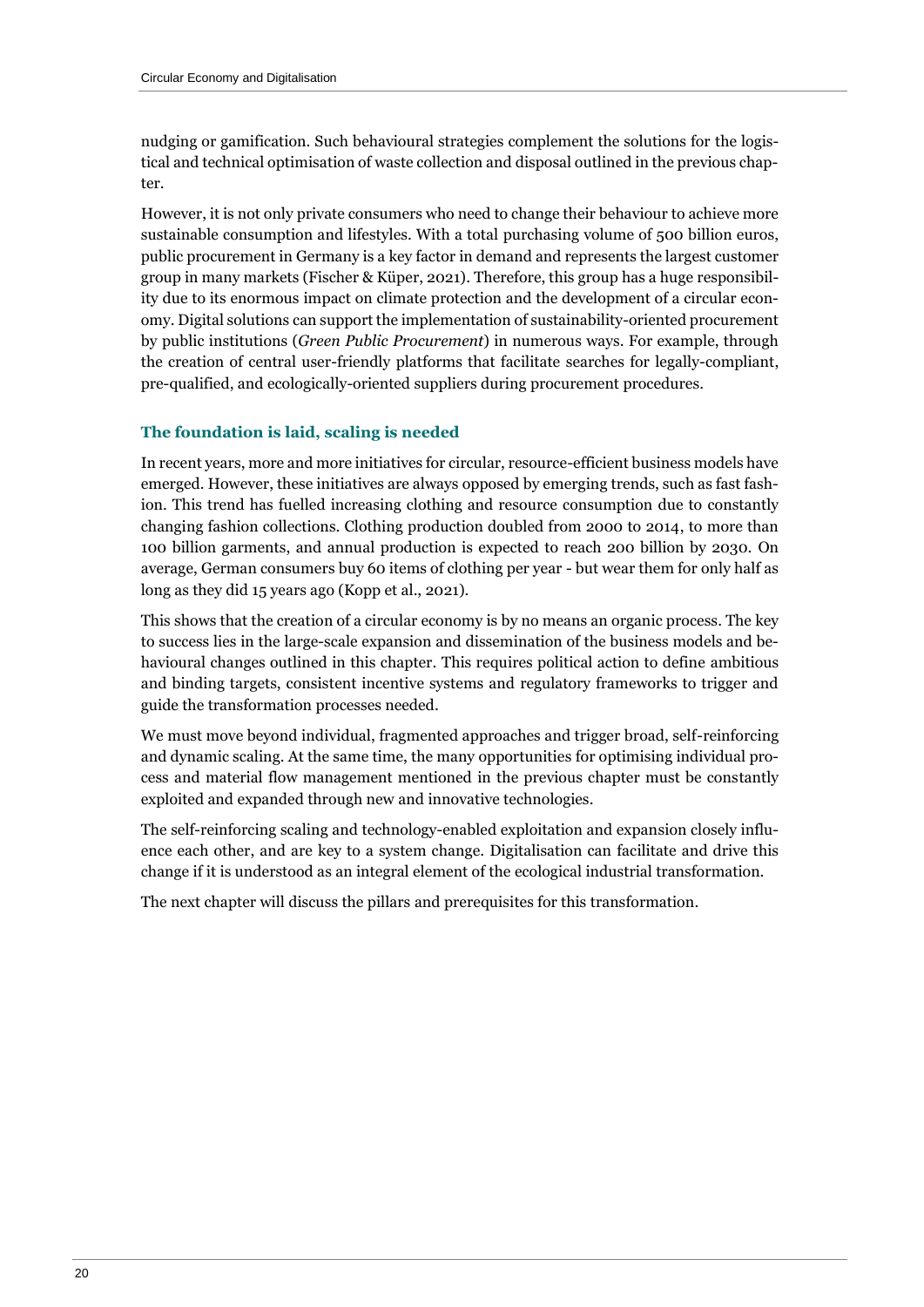nudging or gamification. Such behavioural strategies complement the solutions for the logistical and technical optimisation of waste collection and disposal outlined in the previous chapter.

However, it is not only private consumers who need to change their behaviour to achieve more sustainable consumption and lifestyles. With a total purchasing volume of 500 billion euros, public procurement in Germany is a key factor in demand and represents the largest customer group in many markets (Fischer & Küper, 2021). Therefore, this group has a huge responsibility due to its enormous impact on climate protection and the development of a circular economy. Digital solutions can support the implementation of sustainability-oriented procurement by public institutions (*Green Public Procurement*) in numerous ways. For example, through the creation of central user-friendly platforms that facilitate searches for legally-compliant, pre-qualified, and ecologically-oriented suppliers during procurement procedures.

### The foundation is laid, scaling is needed

In recent years, more and more initiatives for circular, resource-efficient business models have emerged. However, these initiatives are always opposed by emerging trends, such as fast fashion. This trend has fuelled increasing clothing and resource consumption due to constantly changing fashion collections. Clothing production doubled from 2000 to 2014, to more than 100 billion garments, and annual production is expected to reach 200 billion by 2030. On average, German consumers buy 60 items of clothing per year - but wear them for only half as long as they did 15 years ago (Kopp et al., 2021).

This shows that the creation of a circular economy is by no means an organic process. The key to success lies in the large-scale expansion and dissemination of the business models and behavioural changes outlined in this chapter. This requires political action to define ambitious and binding targets, consistent incentive systems and regulatory frameworks to trigger and guide the transformation processes needed.

We must move beyond individual, fragmented approaches and trigger broad, self-reinforcing and dynamic scaling. At the same time, the many opportunities for optimising individual process and material flow management mentioned in the previous chapter must be constantly exploited and expanded through new and innovative technologies.

The self-reinforcing scaling and technology-enabled exploitation and expansion closely influence each other, and are key to a system change. Digitalisation can facilitate and drive this change if it is understood as an integral element of the ecological industrial transformation.

The next chapter will discuss the pillars and prerequisites for this transformation.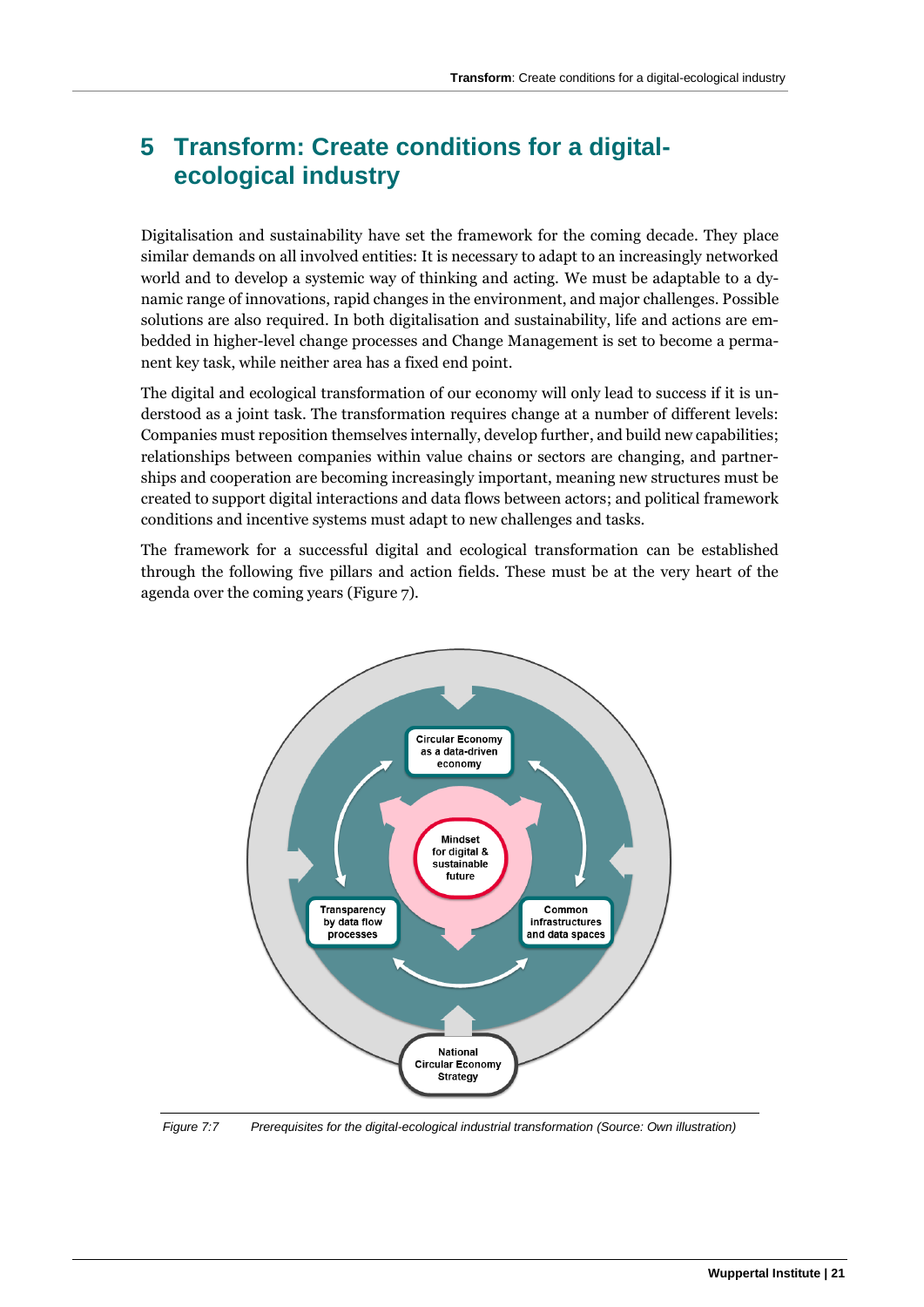# 5 Transform: Create conditions for a digital-ecological industry

Digitalisation and sustainability have set the framework for the coming decade. They place similar demands on all involved entities: It is necessary to adapt to an increasingly networked world and to develop a systemic way of thinking and acting. We must be adaptable to a dynamic range of innovations, rapid changes in the environment, and major challenges. Possible solutions are also required. In both digitalisation and sustainability, life and actions are embedded in higher-level change processes and Change Management is set to become a permanent key task, while neither area has a fixed end point.

The digital and ecological transformation of our economy will only lead to success if it is understood as a joint task. The transformation requires change at a number of different levels: Companies must reposition themselves internally, develop further, and build new capabilities; relationships between companies within value chains or sectors are changing, and partnerships and cooperation are becoming increasingly important, meaning new structures must be created to support digital interactions and data flows between actors; and political framework conditions and incentive systems must adapt to new challenges and tasks.

The framework for a successful digital and ecological transformation can be established through the following five pillars and action fields. These must be at the very heart of the agenda over the coming years (Figure 7).

Circular Economy as a data-driven economy

Mindset for digital & sustainable future

Transparency by data flow processes

Common infrastructures and data spaces

National Circular Economy Strategy

*Figure 7:7 Prerequisites for the digital-ecological industrial transformation (Source: Own illustration)*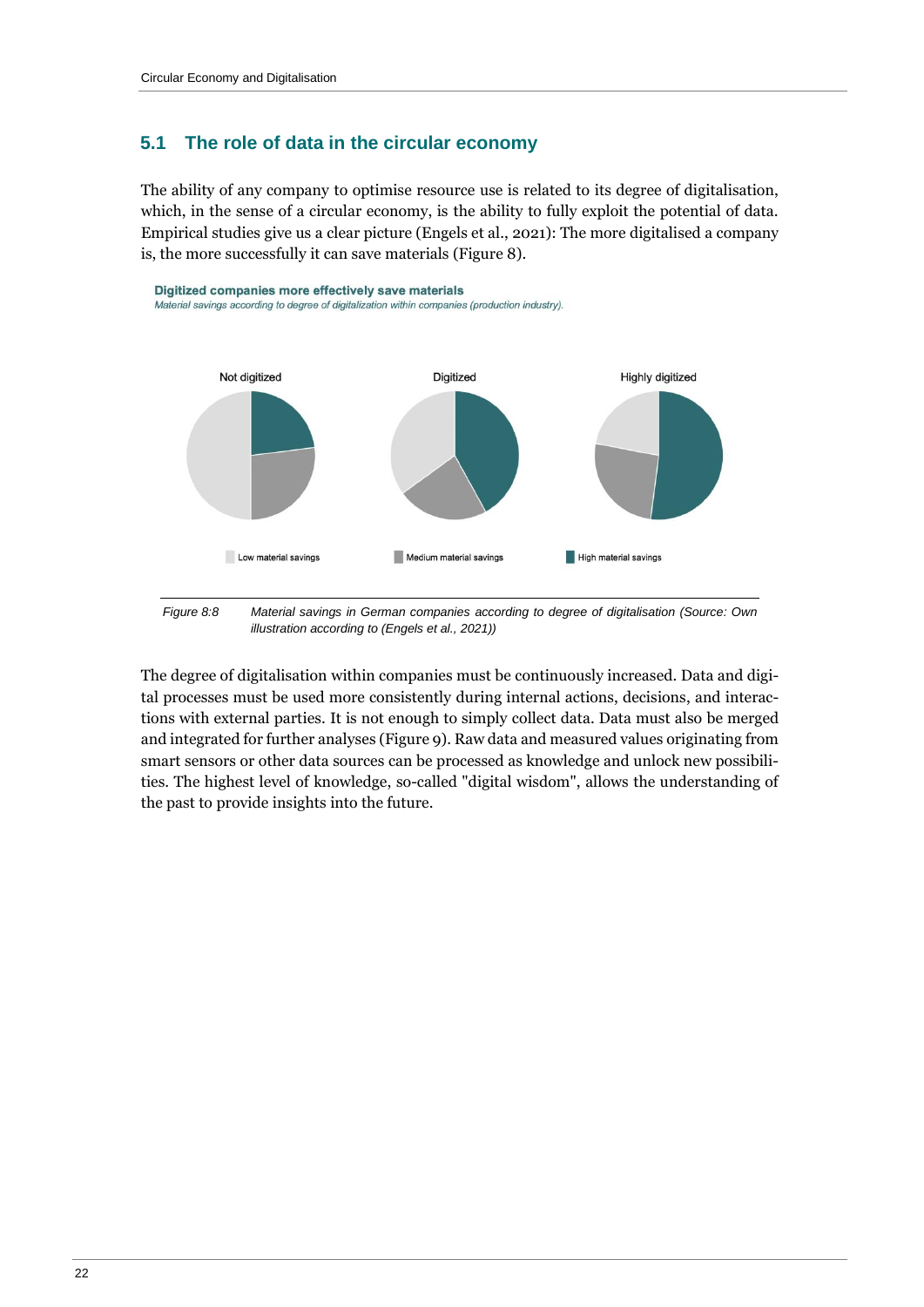## 5.1 The role of data in the circular economy

The ability of any company to optimise resource use is related to its degree of digitalisation, which, in the sense of a circular economy, is the ability to fully exploit the potential of data. Empirical studies give us a clear picture (Engels et al., 2021): The more digitalised a company is, the more successfully it can save materials (Figure 8).

**Digitized companies more effectively save materials**

*Material savings according to degree of digitalization within companies (production industry).*

Not digitized | Digitized | Highly digitized

Low material savings | Medium material savings | High material savings

*Figure 8:8 Material savings in German companies according to degree of digitalisation (Source: Own illustration according to (Engels et al., 2021))*

The degree of digitalisation within companies must be continuously increased. Data and digital processes must be used more consistently during internal actions, decisions, and interactions with external parties. It is not enough to simply collect data. Data must also be merged and integrated for further analyses (Figure 9). Raw data and measured values originating from smart sensors or other data sources can be processed as knowledge and unlock new possibilities. The highest level of knowledge, so-called "digital wisdom", allows the understanding of the past to provide insights into the future.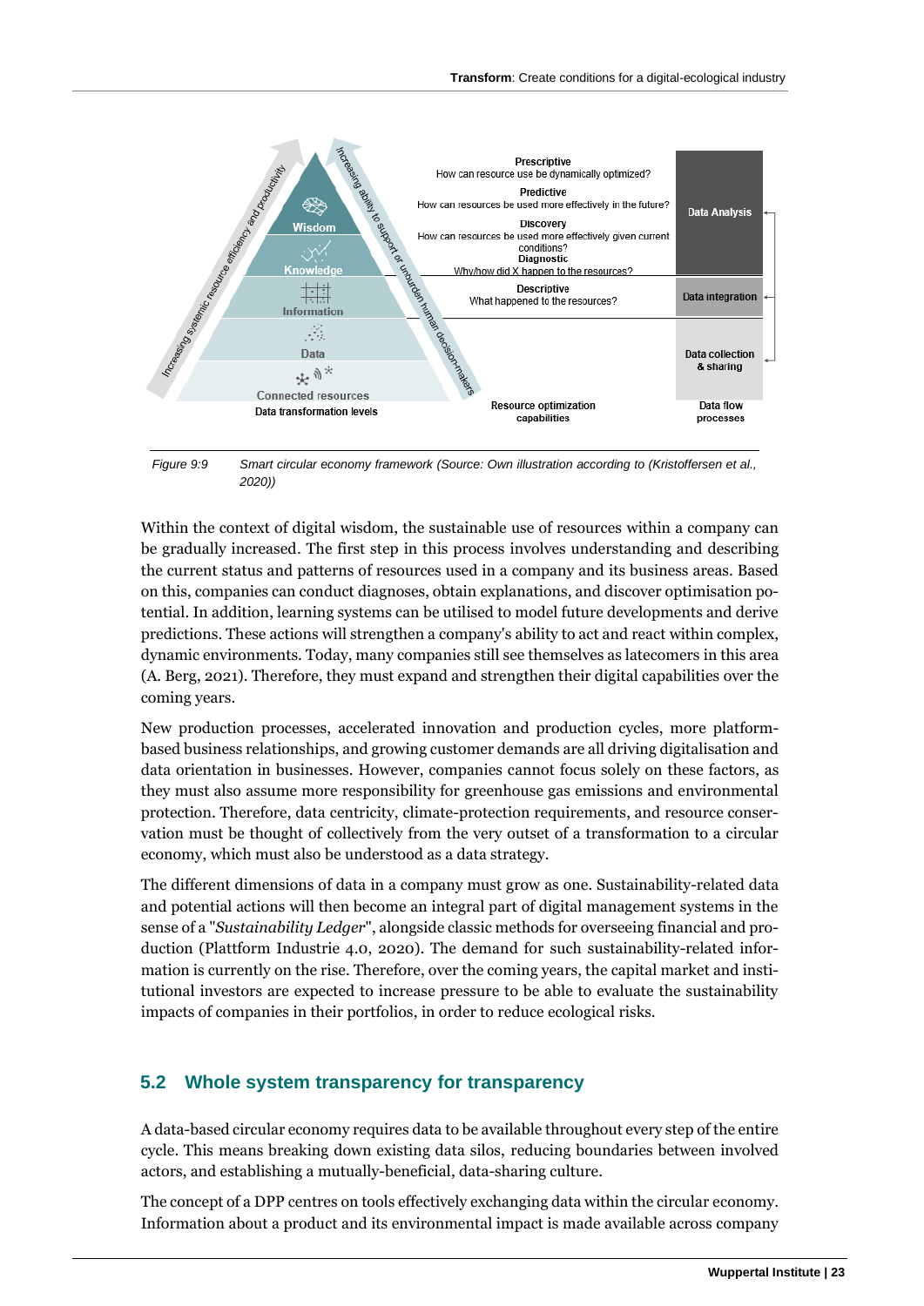Figure 9:9 Smart circular economy framework (Source: Own illustration according to (Kristoffersen et al., 2020))

Within the context of digital wisdom, the sustainable use of resources within a company can be gradually increased. The first step in this process involves understanding and describing the current status and patterns of resources used in a company and its business areas. Based on this, companies can conduct diagnoses, obtain explanations, and discover optimisation potential. In addition, learning systems can be utilised to model future developments and derive predictions. These actions will strengthen a company's ability to act and react within complex, dynamic environments. Today, many companies still see themselves as latecomers in this area (A. Berg, 2021). Therefore, they must expand and strengthen their digital capabilities over the coming years.

New production processes, accelerated innovation and production cycles, more platform-based business relationships, and growing customer demands are all driving digitalisation and data orientation in businesses. However, companies cannot focus solely on these factors, as they must also assume more responsibility for greenhouse gas emissions and environmental protection. Therefore, data centricity, climate-protection requirements, and resource conservation must be thought of collectively from the very outset of a transformation to a circular economy, which must also be understood as a data strategy.

The different dimensions of data in a company must grow as one. Sustainability-related data and potential actions will then become an integral part of digital management systems in the sense of a "*Sustainability Ledger*", alongside classic methods for overseeing financial and production (Plattform Industrie 4.0, 2020). The demand for such sustainability-related information is currently on the rise. Therefore, over the coming years, the capital market and institutional investors are expected to increase pressure to be able to evaluate the sustainability impacts of companies in their portfolios, in order to reduce ecological risks.

## 5.2 Whole system transparency for transparency

A data-based circular economy requires data to be available throughout every step of the entire cycle. This means breaking down existing data silos, reducing boundaries between involved actors, and establishing a mutually-beneficial, data-sharing culture.

The concept of a DPP centres on tools effectively exchanging data within the circular economy. Information about a product and its environmental impact is made available across company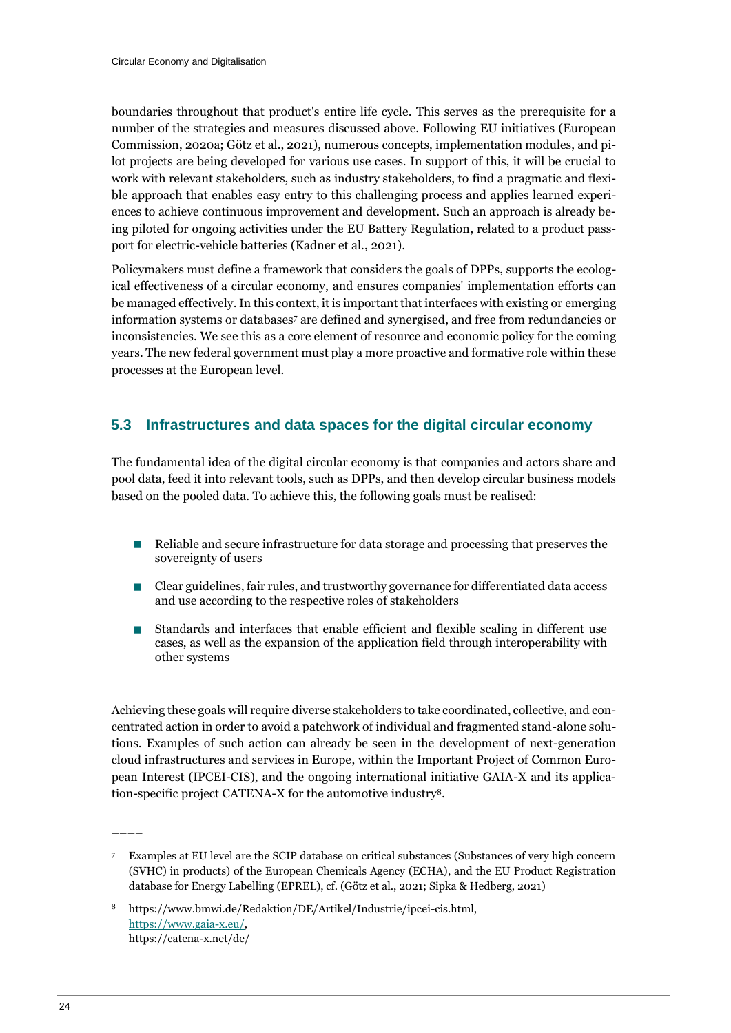boundaries throughout that product's entire life cycle. This serves as the prerequisite for a number of the strategies and measures discussed above. Following EU initiatives (European Commission, 2020a; Götz et al., 2021), numerous concepts, implementation modules, and pilot projects are being developed for various use cases. In support of this, it will be crucial to work with relevant stakeholders, such as industry stakeholders, to find a pragmatic and flexible approach that enables easy entry to this challenging process and applies learned experiences to achieve continuous improvement and development. Such an approach is already being piloted for ongoing activities under the EU Battery Regulation, related to a product passport for electric-vehicle batteries (Kadner et al., 2021).

Policymakers must define a framework that considers the goals of DPPs, supports the ecological effectiveness of a circular economy, and ensures companies' implementation efforts can be managed effectively. In this context, it is important that interfaces with existing or emerging information systems or databases[7] are defined and synergised, and free from redundancies or inconsistencies. We see this as a core element of resource and economic policy for the coming years. The new federal government must play a more proactive and formative role within these processes at the European level.

## 5.3 Infrastructures and data spaces for the digital circular economy

The fundamental idea of the digital circular economy is that companies and actors share and pool data, feed it into relevant tools, such as DPPs, and then develop circular business models based on the pooled data. To achieve this, the following goals must be realised:

- Reliable and secure infrastructure for data storage and processing that preserves the sovereignty of users
- Clear guidelines, fair rules, and trustworthy governance for differentiated data access and use according to the respective roles of stakeholders
- Standards and interfaces that enable efficient and flexible scaling in different use cases, as well as the expansion of the application field through interoperability with other systems

Achieving these goals will require diverse stakeholders to take coordinated, collective, and concentrated action in order to avoid a patchwork of individual and fragmented stand-alone solutions. Examples of such action can already be seen in the development of next-generation cloud infrastructures and services in Europe, within the Important Project of Common European Interest (IPCEI-CIS), and the ongoing international initiative GAIA-X and its application-specific project CATENA-X for the automotive industry[8].

————

[7] Examples at EU level are the SCIP database on critical substances (Substances of very high concern (SVHC) in products) of the European Chemicals Agency (ECHA), and the EU Product Registration database for Energy Labelling (EPREL), cf. (Götz et al., 2021; Sipka & Hedberg, 2021)

[8] https://www.bmwi.de/Redaktion/DE/Artikel/Industrie/ipcei-cis.html, https://www.gaia-x.eu/, https://catena-x.net/de/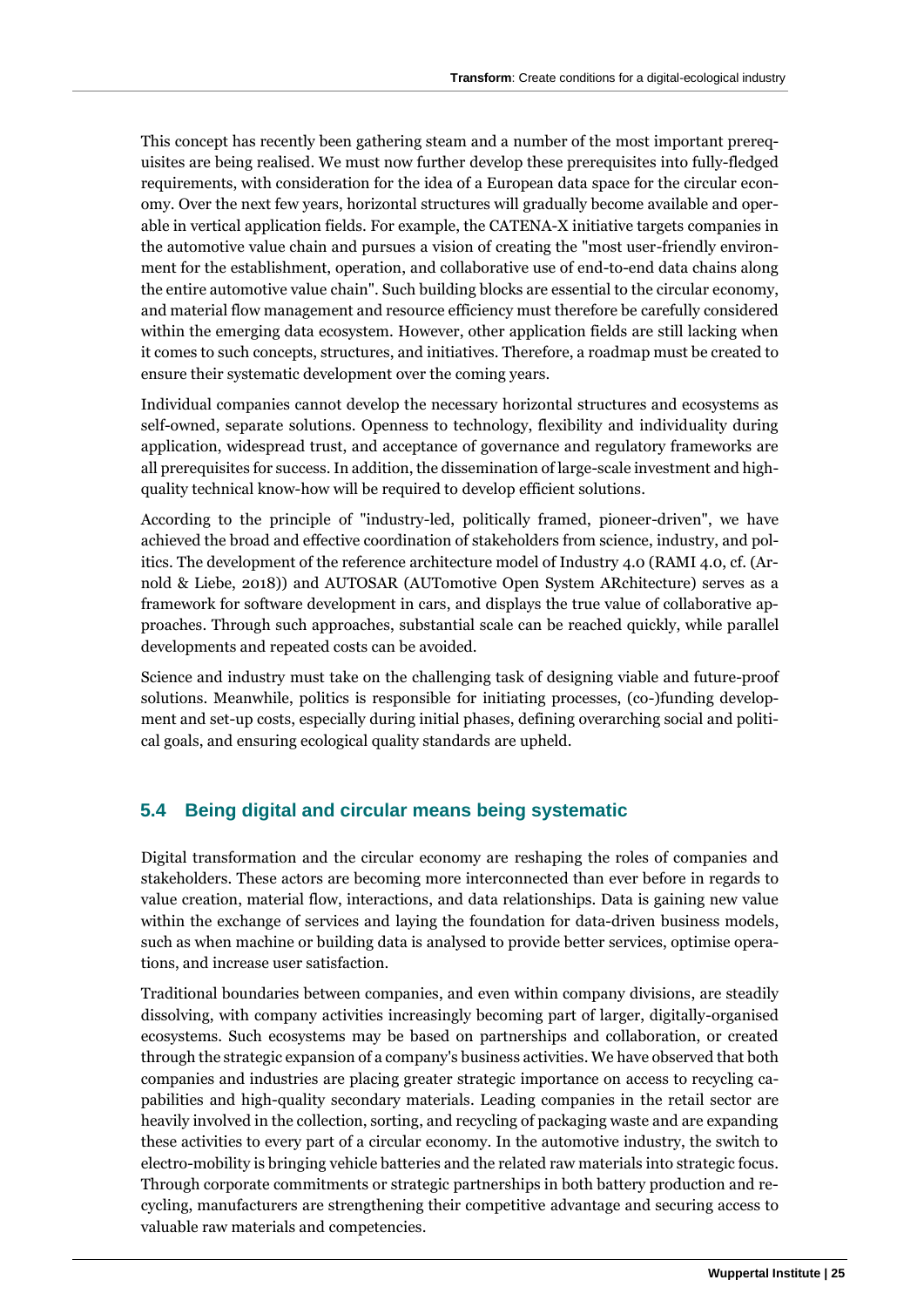This concept has recently been gathering steam and a number of the most important prerequisites are being realised. We must now further develop these prerequisites into fully-fledged requirements, with consideration for the idea of a European data space for the circular economy. Over the next few years, horizontal structures will gradually become available and operable in vertical application fields. For example, the CATENA-X initiative targets companies in the automotive value chain and pursues a vision of creating the "most user-friendly environment for the establishment, operation, and collaborative use of end-to-end data chains along the entire automotive value chain". Such building blocks are essential to the circular economy, and material flow management and resource efficiency must therefore be carefully considered within the emerging data ecosystem. However, other application fields are still lacking when it comes to such concepts, structures, and initiatives. Therefore, a roadmap must be created to ensure their systematic development over the coming years.

Individual companies cannot develop the necessary horizontal structures and ecosystems as self-owned, separate solutions. Openness to technology, flexibility and individuality during application, widespread trust, and acceptance of governance and regulatory frameworks are all prerequisites for success. In addition, the dissemination of large-scale investment and high-quality technical know-how will be required to develop efficient solutions.

According to the principle of "industry-led, politically framed, pioneer-driven", we have achieved the broad and effective coordination of stakeholders from science, industry, and politics. The development of the reference architecture model of Industry 4.0 (RAMI 4.0, cf. (Arnold & Liebe, 2018)) and AUTOSAR (AUTomotive Open System ARchitecture) serves as a framework for software development in cars, and displays the true value of collaborative approaches. Through such approaches, substantial scale can be reached quickly, while parallel developments and repeated costs can be avoided.

Science and industry must take on the challenging task of designing viable and future-proof solutions. Meanwhile, politics is responsible for initiating processes, (co-)funding development and set-up costs, especially during initial phases, defining overarching social and political goals, and ensuring ecological quality standards are upheld.

## 5.4 Being digital and circular means being systematic

Digital transformation and the circular economy are reshaping the roles of companies and stakeholders. These actors are becoming more interconnected than ever before in regards to value creation, material flow, interactions, and data relationships. Data is gaining new value within the exchange of services and laying the foundation for data-driven business models, such as when machine or building data is analysed to provide better services, optimise operations, and increase user satisfaction.

Traditional boundaries between companies, and even within company divisions, are steadily dissolving, with company activities increasingly becoming part of larger, digitally-organised ecosystems. Such ecosystems may be based on partnerships and collaboration, or created through the strategic expansion of a company's business activities. We have observed that both companies and industries are placing greater strategic importance on access to recycling capabilities and high-quality secondary materials. Leading companies in the retail sector are heavily involved in the collection, sorting, and recycling of packaging waste and are expanding these activities to every part of a circular economy. In the automotive industry, the switch to electro-mobility is bringing vehicle batteries and the related raw materials into strategic focus. Through corporate commitments or strategic partnerships in both battery production and recycling, manufacturers are strengthening their competitive advantage and securing access to valuable raw materials and competencies.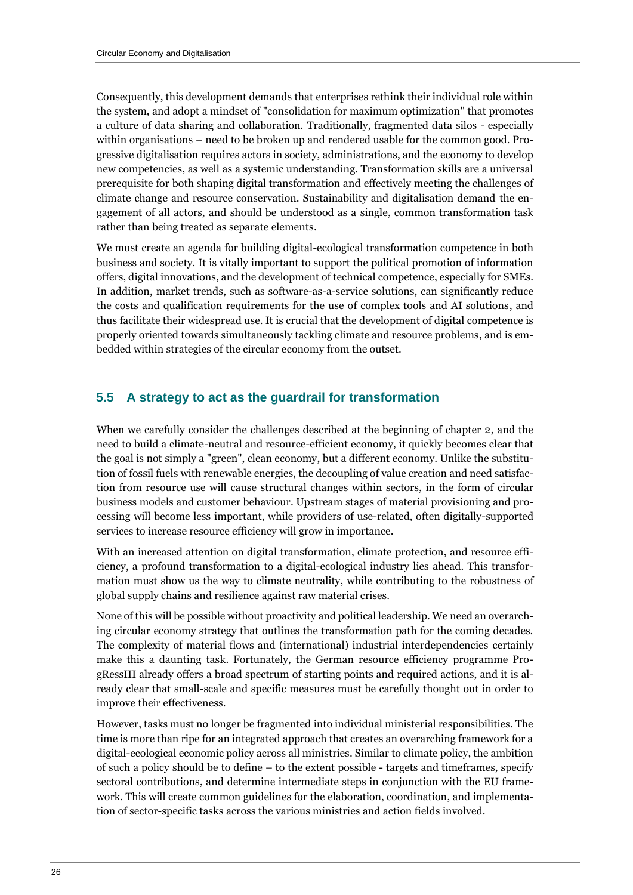Consequently, this development demands that enterprises rethink their individual role within the system, and adopt a mindset of "consolidation for maximum optimization" that promotes a culture of data sharing and collaboration. Traditionally, fragmented data silos - especially within organisations – need to be broken up and rendered usable for the common good. Progressive digitalisation requires actors in society, administrations, and the economy to develop new competencies, as well as a systemic understanding. Transformation skills are a universal prerequisite for both shaping digital transformation and effectively meeting the challenges of climate change and resource conservation. Sustainability and digitalisation demand the engagement of all actors, and should be understood as a single, common transformation task rather than being treated as separate elements.

We must create an agenda for building digital-ecological transformation competence in both business and society. It is vitally important to support the political promotion of information offers, digital innovations, and the development of technical competence, especially for SMEs. In addition, market trends, such as software-as-a-service solutions, can significantly reduce the costs and qualification requirements for the use of complex tools and AI solutions, and thus facilitate their widespread use. It is crucial that the development of digital competence is properly oriented towards simultaneously tackling climate and resource problems, and is embedded within strategies of the circular economy from the outset.

## 5.5 A strategy to act as the guardrail for transformation

When we carefully consider the challenges described at the beginning of chapter 2, and the need to build a climate-neutral and resource-efficient economy, it quickly becomes clear that the goal is not simply a "green", clean economy, but a different economy. Unlike the substitution of fossil fuels with renewable energies, the decoupling of value creation and need satisfaction from resource use will cause structural changes within sectors, in the form of circular business models and customer behaviour. Upstream stages of material provisioning and processing will become less important, while providers of use-related, often digitally-supported services to increase resource efficiency will grow in importance.

With an increased attention on digital transformation, climate protection, and resource efficiency, a profound transformation to a digital-ecological industry lies ahead. This transformation must show us the way to climate neutrality, while contributing to the robustness of global supply chains and resilience against raw material crises.

None of this will be possible without proactivity and political leadership. We need an overarching circular economy strategy that outlines the transformation path for the coming decades. The complexity of material flows and (international) industrial interdependencies certainly make this a daunting task. Fortunately, the German resource efficiency programme ProgRessIII already offers a broad spectrum of starting points and required actions, and it is already clear that small-scale and specific measures must be carefully thought out in order to improve their effectiveness.

However, tasks must no longer be fragmented into individual ministerial responsibilities. The time is more than ripe for an integrated approach that creates an overarching framework for a digital-ecological economic policy across all ministries. Similar to climate policy, the ambition of such a policy should be to define – to the extent possible - targets and timeframes, specify sectoral contributions, and determine intermediate steps in conjunction with the EU framework. This will create common guidelines for the elaboration, coordination, and implementation of sector-specific tasks across the various ministries and action fields involved.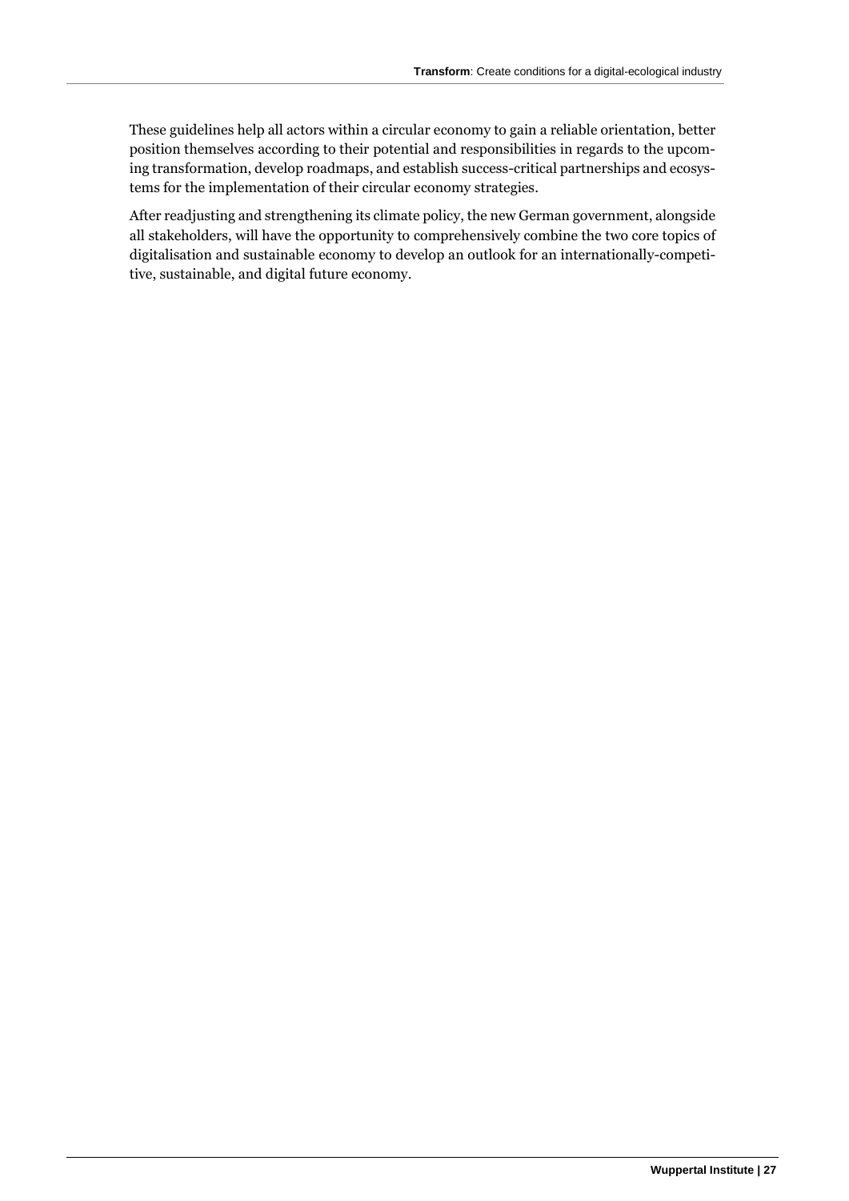These guidelines help all actors within a circular economy to gain a reliable orientation, better position themselves according to their potential and responsibilities in regards to the upcoming transformation, develop roadmaps, and establish success-critical partnerships and ecosystems for the implementation of their circular economy strategies.

After readjusting and strengthening its climate policy, the new German government, alongside all stakeholders, will have the opportunity to comprehensively combine the two core topics of digitalisation and sustainable economy to develop an outlook for an internationally-competitive, sustainable, and digital future economy.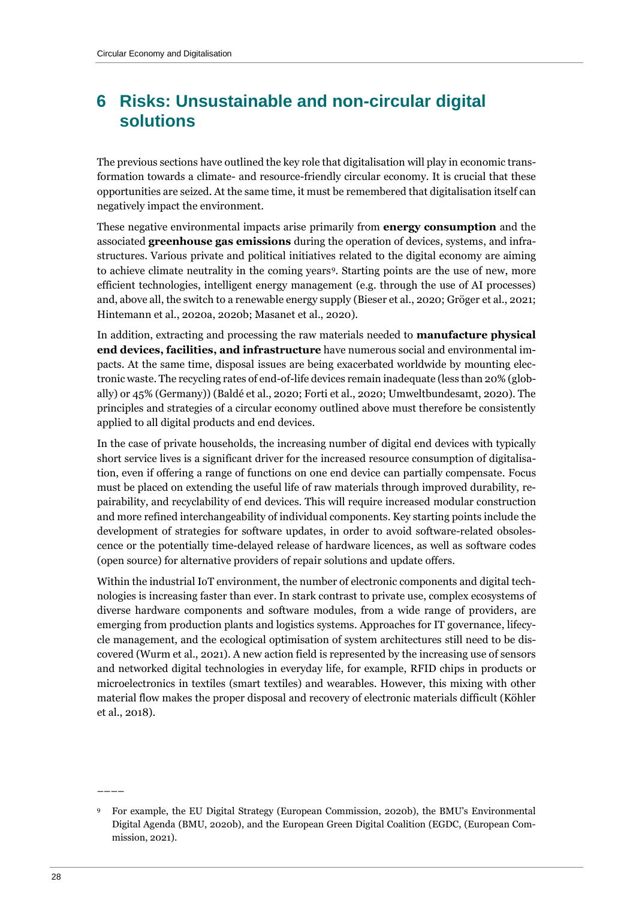# 6 Risks: Unsustainable and non-circular digital solutions

The previous sections have outlined the key role that digitalisation will play in economic transformation towards a climate- and resource-friendly circular economy. It is crucial that these opportunities are seized. At the same time, it must be remembered that digitalisation itself can negatively impact the environment.

These negative environmental impacts arise primarily from **energy consumption** and the associated **greenhouse gas emissions** during the operation of devices, systems, and infrastructures. Various private and political initiatives related to the digital economy are aiming to achieve climate neutrality in the coming years[9]. Starting points are the use of new, more efficient technologies, intelligent energy management (e.g. through the use of AI processes) and, above all, the switch to a renewable energy supply (Bieser et al., 2020; Gröger et al., 2021; Hintemann et al., 2020a, 2020b; Masanet et al., 2020).

In addition, extracting and processing the raw materials needed to **manufacture physical end devices, facilities, and infrastructure** have numerous social and environmental impacts. At the same time, disposal issues are being exacerbated worldwide by mounting electronic waste. The recycling rates of end-of-life devices remain inadequate (less than 20% (globally) or 45% (Germany)) (Baldé et al., 2020; Forti et al., 2020; Umweltbundesamt, 2020). The principles and strategies of a circular economy outlined above must therefore be consistently applied to all digital products and end devices.

In the case of private households, the increasing number of digital end devices with typically short service lives is a significant driver for the increased resource consumption of digitalisation, even if offering a range of functions on one end device can partially compensate. Focus must be placed on extending the useful life of raw materials through improved durability, repairability, and recyclability of end devices. This will require increased modular construction and more refined interchangeability of individual components. Key starting points include the development of strategies for software updates, in order to avoid software-related obsolescence or the potentially time-delayed release of hardware licences, as well as software codes (open source) for alternative providers of repair solutions and update offers.

Within the industrial IoT environment, the number of electronic components and digital technologies is increasing faster than ever. In stark contrast to private use, complex ecosystems of diverse hardware components and software modules, from a wide range of providers, are emerging from production plants and logistics systems. Approaches for IT governance, lifecycle management, and the ecological optimisation of system architectures still need to be discovered (Wurm et al., 2021). A new action field is represented by the increasing use of sensors and networked digital technologies in everyday life, for example, RFID chips in products or microelectronics in textiles (smart textiles) and wearables. However, this mixing with other material flow makes the proper disposal and recovery of electronic materials difficult (Köhler et al., 2018).

---

[9] For example, the EU Digital Strategy (European Commission, 2020b), the BMU's Environmental Digital Agenda (BMU, 2020b), and the European Green Digital Coalition (EGDC, (European Commission, 2021).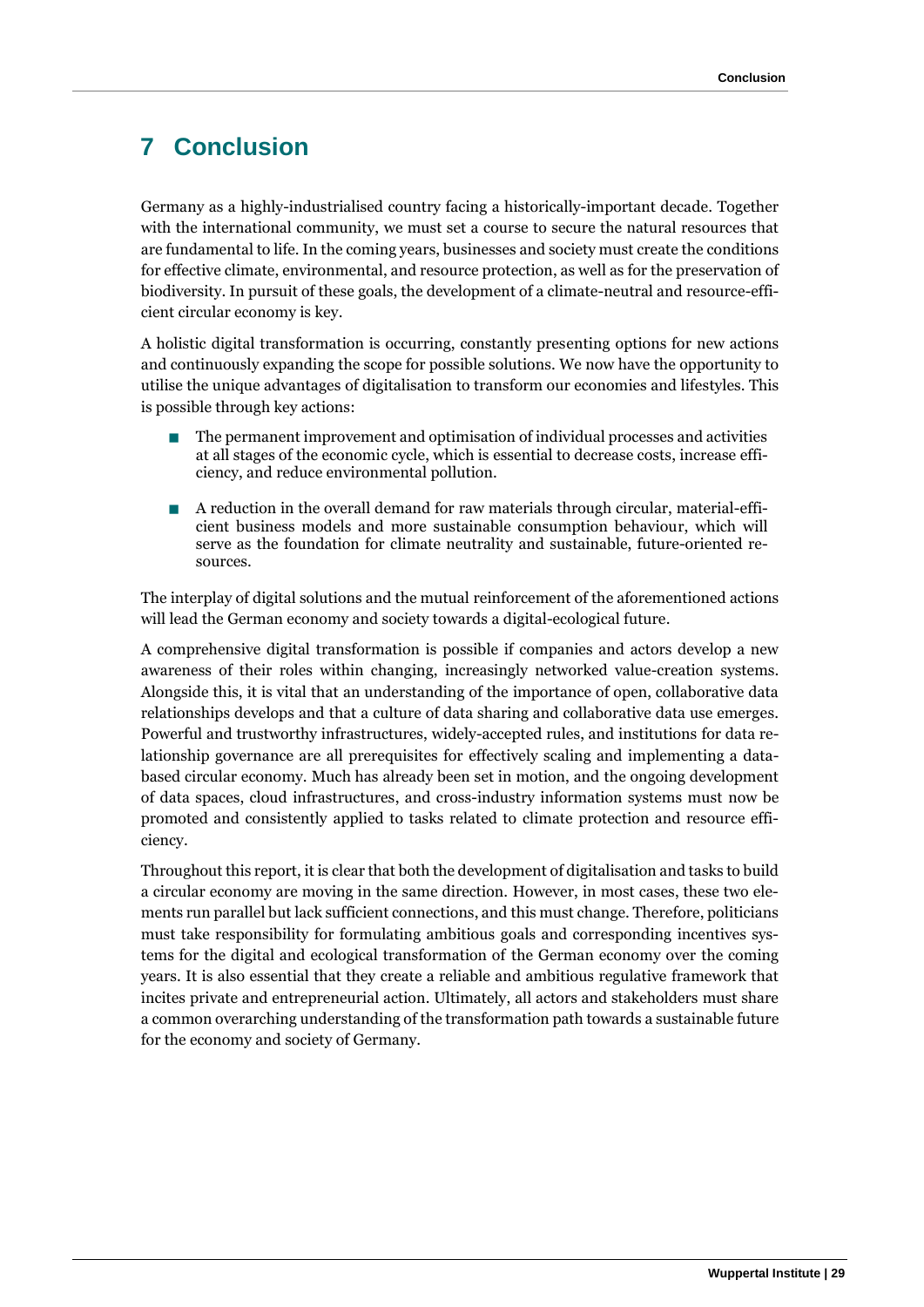# 7 Conclusion

Germany as a highly-industrialised country facing a historically-important decade. Together with the international community, we must set a course to secure the natural resources that are fundamental to life. In the coming years, businesses and society must create the conditions for effective climate, environmental, and resource protection, as well as for the preservation of biodiversity. In pursuit of these goals, the development of a climate-neutral and resource-efficient circular economy is key.

A holistic digital transformation is occurring, constantly presenting options for new actions and continuously expanding the scope for possible solutions. We now have the opportunity to utilise the unique advantages of digitalisation to transform our economies and lifestyles. This is possible through key actions:

- The permanent improvement and optimisation of individual processes and activities at all stages of the economic cycle, which is essential to decrease costs, increase efficiency, and reduce environmental pollution.
- A reduction in the overall demand for raw materials through circular, material-efficient business models and more sustainable consumption behaviour, which will serve as the foundation for climate neutrality and sustainable, future-oriented resources.

The interplay of digital solutions and the mutual reinforcement of the aforementioned actions will lead the German economy and society towards a digital-ecological future.

A comprehensive digital transformation is possible if companies and actors develop a new awareness of their roles within changing, increasingly networked value-creation systems. Alongside this, it is vital that an understanding of the importance of open, collaborative data relationships develops and that a culture of data sharing and collaborative data use emerges. Powerful and trustworthy infrastructures, widely-accepted rules, and institutions for data relationship governance are all prerequisites for effectively scaling and implementing a data-based circular economy. Much has already been set in motion, and the ongoing development of data spaces, cloud infrastructures, and cross-industry information systems must now be promoted and consistently applied to tasks related to climate protection and resource efficiency.

Throughout this report, it is clear that both the development of digitalisation and tasks to build a circular economy are moving in the same direction. However, in most cases, these two elements run parallel but lack sufficient connections, and this must change. Therefore, politicians must take responsibility for formulating ambitious goals and corresponding incentives systems for the digital and ecological transformation of the German economy over the coming years. It is also essential that they create a reliable and ambitious regulative framework that incites private and entrepreneurial action. Ultimately, all actors and stakeholders must share a common overarching understanding of the transformation path towards a sustainable future for the economy and society of Germany.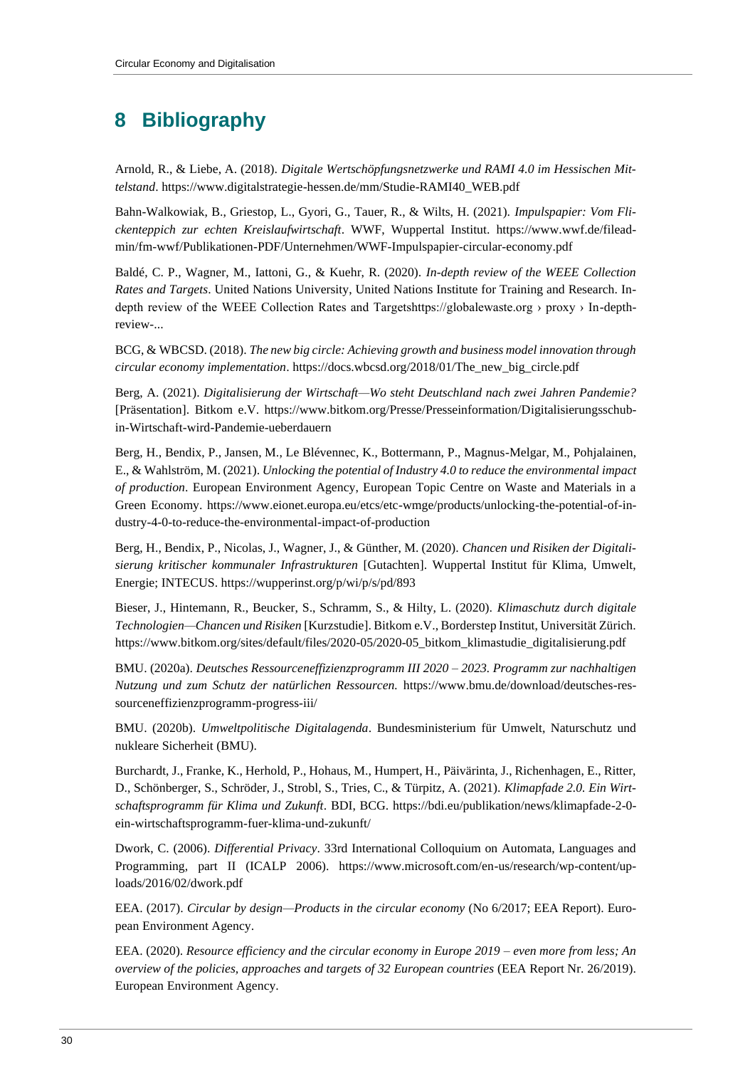# 8 Bibliography

Arnold, R., & Liebe, A. (2018). *Digitale Wertschöpfungsnetzwerke und RAMI 4.0 im Hessischen Mittelstand*. https://www.digitalstrategie-hessen.de/mm/Studie-RAMI40_WEB.pdf

Bahn-Walkowiak, B., Griestop, L., Gyori, G., Tauer, R., & Wilts, H. (2021). *Impulspapier: Vom Flickenteppich zur echten Kreislaufwirtschaft*. WWF, Wuppertal Institut. https://www.wwf.de/fileadmin/fm-wwf/Publikationen-PDF/Unternehmen/WWF-Impulspapier-circular-economy.pdf

Baldé, C. P., Wagner, M., Iattoni, G., & Kuehr, R. (2020). *In-depth review of the WEEE Collection Rates and Targets*. United Nations University, United Nations Institute for Training and Research. In-depth review of the WEEE Collection Rates and Targetshttps://globalewaste.org › proxy › In-depth-review-...

BCG, & WBCSD. (2018). *The new big circle: Achieving growth and business model innovation through circular economy implementation*. https://docs.wbcsd.org/2018/01/The_new_big_circle.pdf

Berg, A. (2021). *Digitalisierung der Wirtschaft—Wo steht Deutschland nach zwei Jahren Pandemie?* [Präsentation]. Bitkom e.V. https://www.bitkom.org/Presse/Presseinformation/Digitalisierungsschub-in-Wirtschaft-wird-Pandemie-ueberdauern

Berg, H., Bendix, P., Jansen, M., Le Blévennec, K., Bottermann, P., Magnus-Melgar, M., Pohjalainen, E., & Wahlström, M. (2021). *Unlocking the potential of Industry 4.0 to reduce the environmental impact of production*. European Environment Agency, European Topic Centre on Waste and Materials in a Green Economy. https://www.eionet.europa.eu/etcs/etc-wmge/products/unlocking-the-potential-of-industry-4-0-to-reduce-the-environmental-impact-of-production

Berg, H., Bendix, P., Nicolas, J., Wagner, J., & Günther, M. (2020). *Chancen und Risiken der Digitalisierung kritischer kommunaler Infrastrukturen* [Gutachten]. Wuppertal Institut für Klima, Umwelt, Energie; INTECUS. https://wupperinst.org/p/wi/p/s/pd/893

Bieser, J., Hintemann, R., Beucker, S., Schramm, S., & Hilty, L. (2020). *Klimaschutz durch digitale Technologien—Chancen und Risiken* [Kurzstudie]. Bitkom e.V., Borderstep Institut, Universität Zürich. https://www.bitkom.org/sites/default/files/2020-05/2020-05_bitkom_klimastudie_digitalisierung.pdf

BMU. (2020a). *Deutsches Ressourceneffizienzprogramm III 2020 – 2023. Programm zur nachhaltigen Nutzung und zum Schutz der natürlichen Ressourcen.* https://www.bmu.de/download/deutsches-ressourceneffizienzprogramm-progress-iii/

BMU. (2020b). *Umweltpolitische Digitalagenda*. Bundesministerium für Umwelt, Naturschutz und nukleare Sicherheit (BMU).

Burchardt, J., Franke, K., Herhold, P., Hohaus, M., Humpert, H., Päivärinta, J., Richenhagen, E., Ritter, D., Schönberger, S., Schröder, J., Strobl, S., Tries, C., & Türpitz, A. (2021). *Klimapfade 2.0. Ein Wirtschaftsprogramm für Klima und Zukunft*. BDI, BCG. https://bdi.eu/publikation/news/klimapfade-2-0-ein-wirtschaftsprogramm-fuer-klima-und-zukunft/

Dwork, C. (2006). *Differential Privacy*. 33rd International Colloquium on Automata, Languages and Programming, part II (ICALP 2006). https://www.microsoft.com/en-us/research/wp-content/uploads/2016/02/dwork.pdf

EEA. (2017). *Circular by design—Products in the circular economy* (No 6/2017; EEA Report). European Environment Agency.

EEA. (2020). *Resource efficiency and the circular economy in Europe 2019 – even more from less; An overview of the policies, approaches and targets of 32 European countries* (EEA Report Nr. 26/2019). European Environment Agency.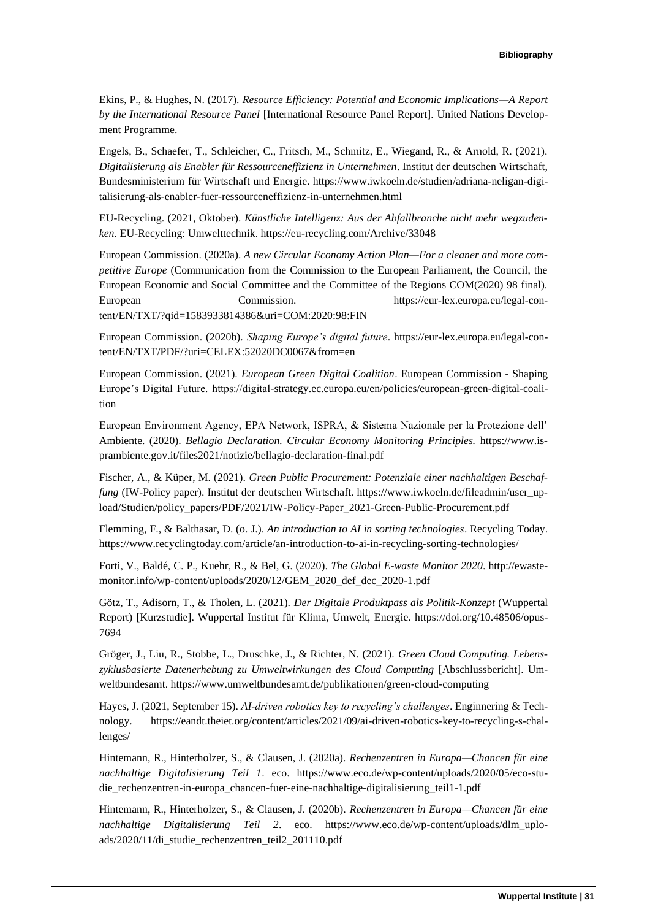Ekins, P., & Hughes, N. (2017). *Resource Efficiency: Potential and Economic Implications—A Report by the International Resource Panel* [International Resource Panel Report]. United Nations Development Programme.

Engels, B., Schaefer, T., Schleicher, C., Fritsch, M., Schmitz, E., Wiegand, R., & Arnold, R. (2021). *Digitalisierung als Enabler für Ressourceneffizienz in Unternehmen*. Institut der deutschen Wirtschaft, Bundesministerium für Wirtschaft und Energie. https://www.iwkoeln.de/studien/adriana-neligan-digitalisierung-als-enabler-fuer-ressourceneffizienz-in-unternehmen.html

EU-Recycling. (2021, Oktober). *Künstliche Intelligenz: Aus der Abfallbranche nicht mehr wegzudenken*. EU-Recycling: Umwelttechnik. https://eu-recycling.com/Archive/33048

European Commission. (2020a). *A new Circular Economy Action Plan—For a cleaner and more competitive Europe* (Communication from the Commission to the European Parliament, the Council, the European Economic and Social Committee and the Committee of the Regions COM(2020) 98 final). European Commission. https://eur-lex.europa.eu/legal-content/EN/TXT/?qid=1583933814386&uri=COM:2020:98:FIN

European Commission. (2020b). *Shaping Europe's digital future*. https://eur-lex.europa.eu/legal-content/EN/TXT/PDF/?uri=CELEX:52020DC0067&from=en

European Commission. (2021). *European Green Digital Coalition*. European Commission - Shaping Europe's Digital Future. https://digital-strategy.ec.europa.eu/en/policies/european-green-digital-coalition

European Environment Agency, EPA Network, ISPRA, & Sistema Nazionale per la Protezione dell' Ambiente. (2020). *Bellagio Declaration. Circular Economy Monitoring Principles.* https://www.isprambiente.gov.it/files2021/notizie/bellagio-declaration-final.pdf

Fischer, A., & Küper, M. (2021). *Green Public Procurement: Potenziale einer nachhaltigen Beschaffung* (IW-Policy paper). Institut der deutschen Wirtschaft. https://www.iwkoeln.de/fileadmin/user_upload/Studien/policy_papers/PDF/2021/IW-Policy-Paper_2021-Green-Public-Procurement.pdf

Flemming, F., & Balthasar, D. (o. J.). *An introduction to AI in sorting technologies*. Recycling Today. https://www.recyclingtoday.com/article/an-introduction-to-ai-in-recycling-sorting-technologies/

Forti, V., Baldé, C. P., Kuehr, R., & Bel, G. (2020). *The Global E-waste Monitor 2020*. http://ewastemonitor.info/wp-content/uploads/2020/12/GEM_2020_def_dec_2020-1.pdf

Götz, T., Adisorn, T., & Tholen, L. (2021). *Der Digitale Produktpass als Politik-Konzept* (Wuppertal Report) [Kurzstudie]. Wuppertal Institut für Klima, Umwelt, Energie. https://doi.org/10.48506/opus-7694

Gröger, J., Liu, R., Stobbe, L., Druschke, J., & Richter, N. (2021). *Green Cloud Computing. Lebenszyklusbasierte Datenerhebung zu Umweltwirkungen des Cloud Computing* [Abschlussbericht]. Umweltbundesamt. https://www.umweltbundesamt.de/publikationen/green-cloud-computing

Hayes, J. (2021, September 15). *AI-driven robotics key to recycling's challenges*. Enginnering & Technology. https://eandt.theiet.org/content/articles/2021/09/ai-driven-robotics-key-to-recycling-s-challenges/

Hintemann, R., Hinterholzer, S., & Clausen, J. (2020a). *Rechenzentren in Europa—Chancen für eine nachhaltige Digitalisierung Teil 1*. eco. https://www.eco.de/wp-content/uploads/2020/05/eco-studie_rechenzentren-in-europa_chancen-fuer-eine-nachhaltige-digitalisierung_teil1-1.pdf

Hintemann, R., Hinterholzer, S., & Clausen, J. (2020b). *Rechenzentren in Europa—Chancen für eine nachhaltige Digitalisierung Teil 2*. eco. https://www.eco.de/wp-content/uploads/dlm_uploads/2020/11/di_studie_rechenzentren_teil2_201110.pdf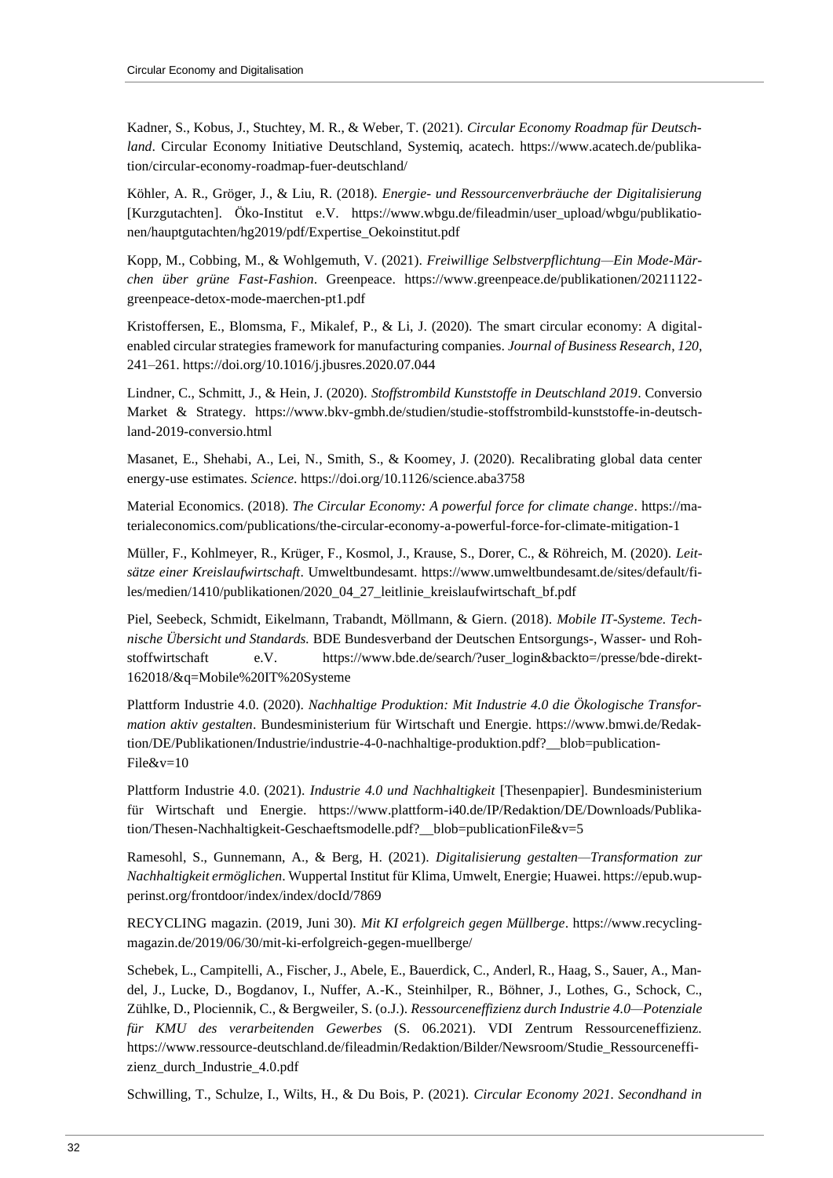Kadner, S., Kobus, J., Stuchtey, M. R., & Weber, T. (2021). *Circular Economy Roadmap für Deutschland*. Circular Economy Initiative Deutschland, Systemiq, acatech. https://www.acatech.de/publikation/circular-economy-roadmap-fuer-deutschland/

Köhler, A. R., Gröger, J., & Liu, R. (2018). *Energie- und Ressourcenverbräuche der Digitalisierung* [Kurzgutachten]. Öko-Institut e.V. https://www.wbgu.de/fileadmin/user_upload/wbgu/publikationen/hauptgutachten/hg2019/pdf/Expertise_Oekoinstitut.pdf

Kopp, M., Cobbing, M., & Wohlgemuth, V. (2021). *Freiwillige Selbstverpflichtung—Ein Mode-Märchen über grüne Fast-Fashion*. Greenpeace. https://www.greenpeace.de/publikationen/20211122-greenpeace-detox-mode-maerchen-pt1.pdf

Kristoffersen, E., Blomsma, F., Mikalef, P., & Li, J. (2020). The smart circular economy: A digital-enabled circular strategies framework for manufacturing companies. *Journal of Business Research*, *120*, 241–261. https://doi.org/10.1016/j.jbusres.2020.07.044

Lindner, C., Schmitt, J., & Hein, J. (2020). *Stoffstrombild Kunststoffe in Deutschland 2019*. Conversio Market & Strategy. https://www.bkv-gmbh.de/studien/studie-stoffstrombild-kunststoffe-in-deutschland-2019-conversio.html

Masanet, E., Shehabi, A., Lei, N., Smith, S., & Koomey, J. (2020). Recalibrating global data center energy-use estimates. *Science*. https://doi.org/10.1126/science.aba3758

Material Economics. (2018). *The Circular Economy: A powerful force for climate change*. https://materialeconomics.com/publications/the-circular-economy-a-powerful-force-for-climate-mitigation-1

Müller, F., Kohlmeyer, R., Krüger, F., Kosmol, J., Krause, S., Dorer, C., & Röhreich, M. (2020). *Leitsätze einer Kreislaufwirtschaft*. Umweltbundesamt. https://www.umweltbundesamt.de/sites/default/files/medien/1410/publikationen/2020_04_27_leitlinie_kreislaufwirtschaft_bf.pdf

Piel, Seebeck, Schmidt, Eikelmann, Trabandt, Möllmann, & Giern. (2018). *Mobile IT-Systeme. Technische Übersicht und Standards.* BDE Bundesverband der Deutschen Entsorgungs-, Wasser- und Rohstoffwirtschaft e.V. https://www.bde.de/search/?user_login&backto=/presse/bde-direkt-162018/&q=Mobile%20IT%20Systeme

Plattform Industrie 4.0. (2020). *Nachhaltige Produktion: Mit Industrie 4.0 die Ökologische Transformation aktiv gestalten*. Bundesministerium für Wirtschaft und Energie. https://www.bmwi.de/Redaktion/DE/Publikationen/Industrie/industrie-4-0-nachhaltige-produktion.pdf?__blob=publicationFile&v=10

Plattform Industrie 4.0. (2021). *Industrie 4.0 und Nachhaltigkeit* [Thesenpapier]. Bundesministerium für Wirtschaft und Energie. https://www.plattform-i40.de/IP/Redaktion/DE/Downloads/Publikation/Thesen-Nachhaltigkeit-Geschaeftsmodelle.pdf?__blob=publicationFile&v=5

Ramesohl, S., Gunnemann, A., & Berg, H. (2021). *Digitalisierung gestalten—Transformation zur Nachhaltigkeit ermöglichen*. Wuppertal Institut für Klima, Umwelt, Energie; Huawei. https://epub.wupperinst.org/frontdoor/index/index/docId/7869

RECYCLING magazin. (2019, Juni 30). *Mit KI erfolgreich gegen Müllberge*. https://www.recyclingmagazin.de/2019/06/30/mit-ki-erfolgreich-gegen-muellberge/

Schebek, L., Campitelli, A., Fischer, J., Abele, E., Bauerdick, C., Anderl, R., Haag, S., Sauer, A., Mandel, J., Lucke, D., Bogdanov, I., Nuffer, A.-K., Steinhilper, R., Böhner, J., Lothes, G., Schock, C., Zühlke, D., Plociennik, C., & Bergweiler, S. (o.J.). *Ressourceneffizienz durch Industrie 4.0—Potenziale für KMU des verarbeitenden Gewerbes* (S. 06.2021). VDI Zentrum Ressourceneffizienz. https://www.ressource-deutschland.de/fileadmin/Redaktion/Bilder/Newsroom/Studie_Ressourceneffizienz_durch_Industrie_4.0.pdf

Schwilling, T., Schulze, I., Wilts, H., & Du Bois, P. (2021). *Circular Economy 2021. Secondhand in*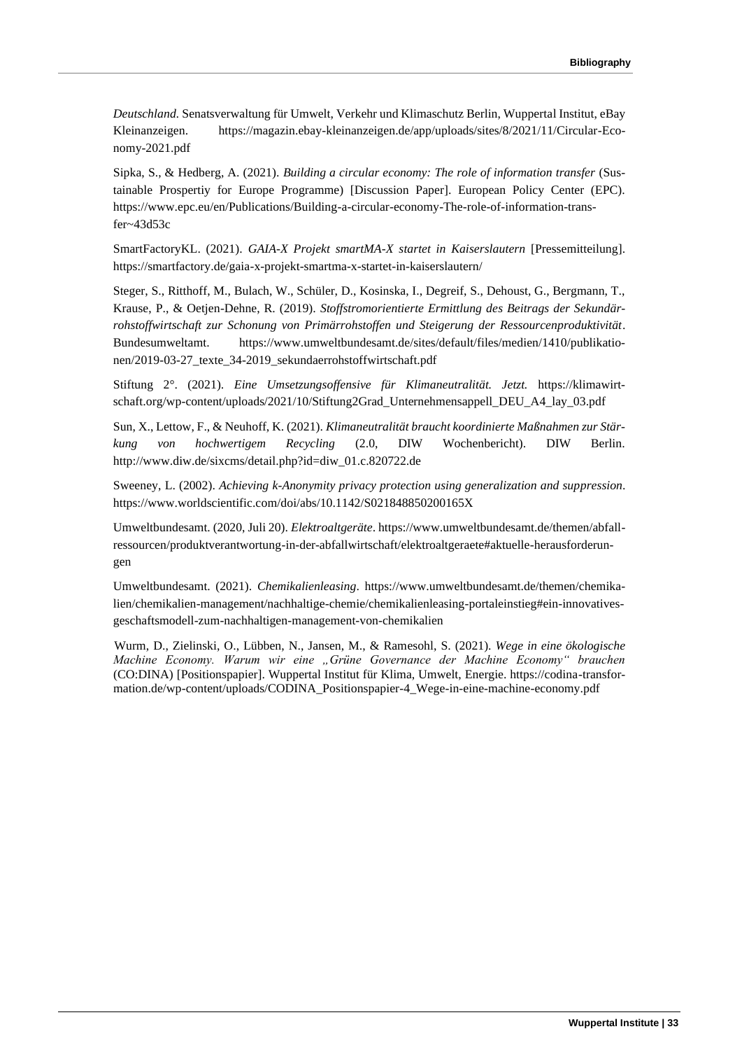*Deutschland.* Senatsverwaltung für Umwelt, Verkehr und Klimaschutz Berlin, Wuppertal Institut, eBay Kleinanzeigen. https://magazin.ebay-kleinanzeigen.de/app/uploads/sites/8/2021/11/Circular-Economy-2021.pdf

Sipka, S., & Hedberg, A. (2021). *Building a circular economy: The role of information transfer* (Sustainable Prospertiy for Europe Programme) [Discussion Paper]. European Policy Center (EPC). https://www.epc.eu/en/Publications/Building-a-circular-economy-The-role-of-information-transfer~43d53c

SmartFactoryKL. (2021). *GAIA-X Projekt smartMA-X startet in Kaiserslautern* [Pressemitteilung]. https://smartfactory.de/gaia-x-projekt-smartma-x-startet-in-kaiserslautern/

Steger, S., Ritthoff, M., Bulach, W., Schüler, D., Kosinska, I., Degreif, S., Dehoust, G., Bergmann, T., Krause, P., & Oetjen-Dehne, R. (2019). *Stoffstromorientierte Ermittlung des Beitrags der Sekundärrohstoffwirtschaft zur Schonung von Primärrohstoffen und Steigerung der Ressourcenproduktivität*. Bundesumweltamt. https://www.umweltbundesamt.de/sites/default/files/medien/1410/publikationen/2019-03-27_texte_34-2019_sekundaerrohstoffwirtschaft.pdf

Stiftung 2°. (2021). *Eine Umsetzungsoffensive für Klimaneutralität. Jetzt.* https://klimawirtschaft.org/wp-content/uploads/2021/10/Stiftung2Grad_Unternehmensappell_DEU_A4_lay_03.pdf

Sun, X., Lettow, F., & Neuhoff, K. (2021). *Klimaneutralität braucht koordinierte Maßnahmen zur Stärkung von hochwertigem Recycling* (2.0, DIW Wochenbericht). DIW Berlin. http://www.diw.de/sixcms/detail.php?id=diw_01.c.820722.de

Sweeney, L. (2002). *Achieving k-Anonymity privacy protection using generalization and suppression*. https://www.worldscientific.com/doi/abs/10.1142/S021848850200165X

Umweltbundesamt. (2020, Juli 20). *Elektroaltgeräte*. https://www.umweltbundesamt.de/themen/abfall-ressourcen/produktverantwortung-in-der-abfallwirtschaft/elektroaltgeraete#aktuelle-herausforderungen

Umweltbundesamt. (2021). *Chemikalienleasing*. https://www.umweltbundesamt.de/themen/chemikalien/chemikalien-management/nachhaltige-chemie/chemikalienleasing-portaleinstieg#ein-innovatives-geschaftsmodell-zum-nachhaltigen-management-von-chemikalien

Wurm, D., Zielinski, O., Lübben, N., Jansen, M., & Ramesohl, S. (2021). *Wege in eine ökologische Machine Economy. Warum wir eine „Grüne Governance der Machine Economy" brauchen* (CO:DINA) [Positionspapier]. Wuppertal Institut für Klima, Umwelt, Energie. https://codina-transformation.de/wp-content/uploads/CODINA_Positionspapier-4_Wege-in-eine-machine-economy.pdf